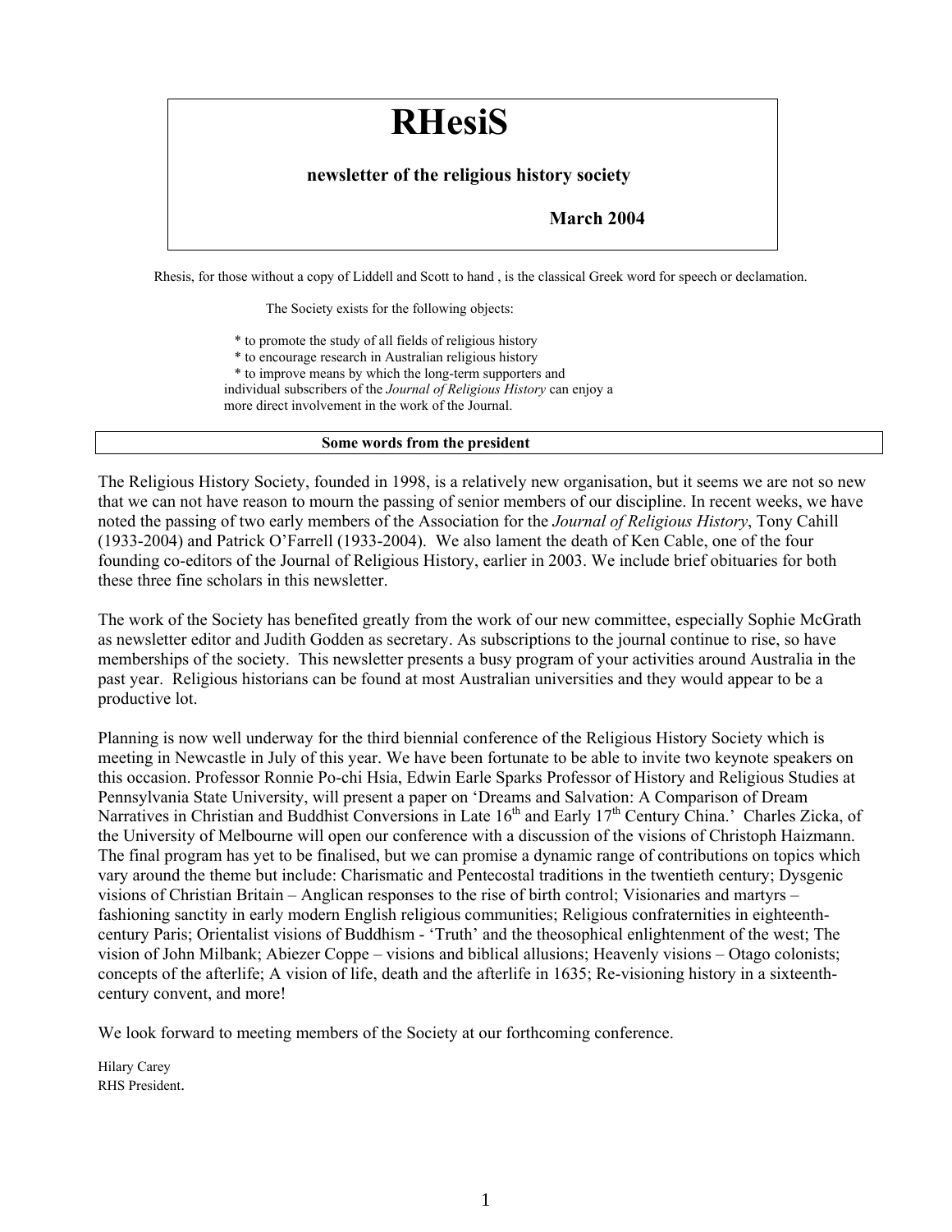# RHesiS

**newsletter of the religious history society**

**March 2004**

Rhesis, for those without a copy of Liddell and Scott to hand , is the classical Greek word for speech or declamation.

The Society exists for the following objects:

* to promote the study of all fields of religious history
* to encourage research in Australian religious history
* to improve means by which the long-term supporters and individual subscribers of the *Journal of Religious History* can enjoy a more direct involvement in the work of the Journal.

## Some words from the president

The Religious History Society, founded in 1998, is a relatively new organisation, but it seems we are not so new that we can not have reason to mourn the passing of senior members of our discipline. In recent weeks, we have noted the passing of two early members of the Association for the *Journal of Religious History*, Tony Cahill (1933-2004) and Patrick O'Farrell (1933-2004). We also lament the death of Ken Cable, one of the four founding co-editors of the Journal of Religious History, earlier in 2003. We include brief obituaries for both these three fine scholars in this newsletter.

The work of the Society has benefited greatly from the work of our new committee, especially Sophie McGrath as newsletter editor and Judith Godden as secretary. As subscriptions to the journal continue to rise, so have memberships of the society. This newsletter presents a busy program of your activities around Australia in the past year. Religious historians can be found at most Australian universities and they would appear to be a productive lot.

Planning is now well underway for the third biennial conference of the Religious History Society which is meeting in Newcastle in July of this year. We have been fortunate to be able to invite two keynote speakers on this occasion. Professor Ronnie Po-chi Hsia, Edwin Earle Sparks Professor of History and Religious Studies at Pennsylvania State University, will present a paper on 'Dreams and Salvation: A Comparison of Dream Narratives in Christian and Buddhist Conversions in Late 16th and Early 17th Century China.' Charles Zicka, of the University of Melbourne will open our conference with a discussion of the visions of Christoph Haizmann. The final program has yet to be finalised, but we can promise a dynamic range of contributions on topics which vary around the theme but include: Charismatic and Pentecostal traditions in the twentieth century; Dysgenic visions of Christian Britain – Anglican responses to the rise of birth control; Visionaries and martyrs – fashioning sanctity in early modern English religious communities; Religious confraternities in eighteenth-century Paris; Orientalist visions of Buddhism - 'Truth' and the theosophical enlightenment of the west; The vision of John Milbank; Abiezer Coppe – visions and biblical allusions; Heavenly visions – Otago colonists; concepts of the afterlife; A vision of life, death and the afterlife in 1635; Re-visioning history in a sixteenth-century convent, and more!

We look forward to meeting members of the Society at our forthcoming conference.

Hilary Carey
RHS President.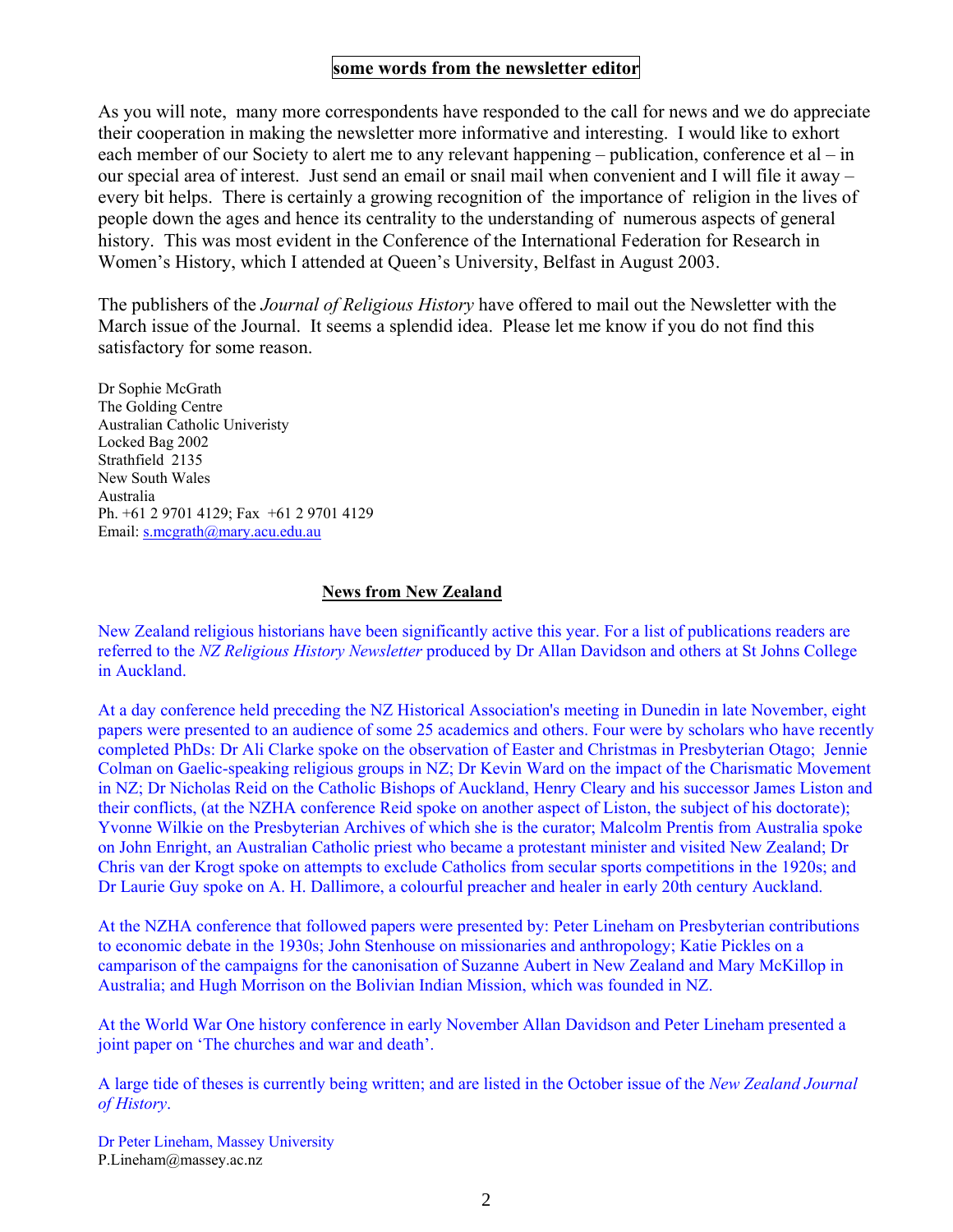## some words from the newsletter editor

As you will note, many more correspondents have responded to the call for news and we do appreciate their cooperation in making the newsletter more informative and interesting. I would like to exhort each member of our Society to alert me to any relevant happening – publication, conference et al – in our special area of interest. Just send an email or snail mail when convenient and I will file it away – every bit helps. There is certainly a growing recognition of the importance of religion in the lives of people down the ages and hence its centrality to the understanding of numerous aspects of general history. This was most evident in the Conference of the International Federation for Research in Women's History, which I attended at Queen's University, Belfast in August 2003.

The publishers of the *Journal of Religious History* have offered to mail out the Newsletter with the March issue of the Journal. It seems a splendid idea. Please let me know if you do not find this satisfactory for some reason.

Dr Sophie McGrath
The Golding Centre
Australian Catholic Univeristy
Locked Bag 2002
Strathfield 2135
New South Wales
Australia
Ph. +61 2 9701 4129; Fax +61 2 9701 4129
Email: s.mcgrath@mary.acu.edu.au

## News from New Zealand

New Zealand religious historians have been significantly active this year. For a list of publications readers are referred to the *NZ Religious History Newsletter* produced by Dr Allan Davidson and others at St Johns College in Auckland.

At a day conference held preceding the NZ Historical Association's meeting in Dunedin in late November, eight papers were presented to an audience of some 25 academics and others. Four were by scholars who have recently completed PhDs: Dr Ali Clarke spoke on the observation of Easter and Christmas in Presbyterian Otago; Jennie Colman on Gaelic-speaking religious groups in NZ; Dr Kevin Ward on the impact of the Charismatic Movement in NZ; Dr Nicholas Reid on the Catholic Bishops of Auckland, Henry Cleary and his successor James Liston and their conflicts, (at the NZHA conference Reid spoke on another aspect of Liston, the subject of his doctorate); Yvonne Wilkie on the Presbyterian Archives of which she is the curator; Malcolm Prentis from Australia spoke on John Enright, an Australian Catholic priest who became a protestant minister and visited New Zealand; Dr Chris van der Krogt spoke on attempts to exclude Catholics from secular sports competitions in the 1920s; and Dr Laurie Guy spoke on A. H. Dallimore, a colourful preacher and healer in early 20th century Auckland.

At the NZHA conference that followed papers were presented by: Peter Lineham on Presbyterian contributions to economic debate in the 1930s; John Stenhouse on missionaries and anthropology; Katie Pickles on a camparison of the campaigns for the canonisation of Suzanne Aubert in New Zealand and Mary McKillop in Australia; and Hugh Morrison on the Bolivian Indian Mission, which was founded in NZ.

At the World War One history conference in early November Allan Davidson and Peter Lineham presented a joint paper on 'The churches and war and death'.

A large tide of theses is currently being written; and are listed in the October issue of the *New Zealand Journal of History*.

Dr Peter Lineham, Massey University
P.Lineham@massey.ac.nz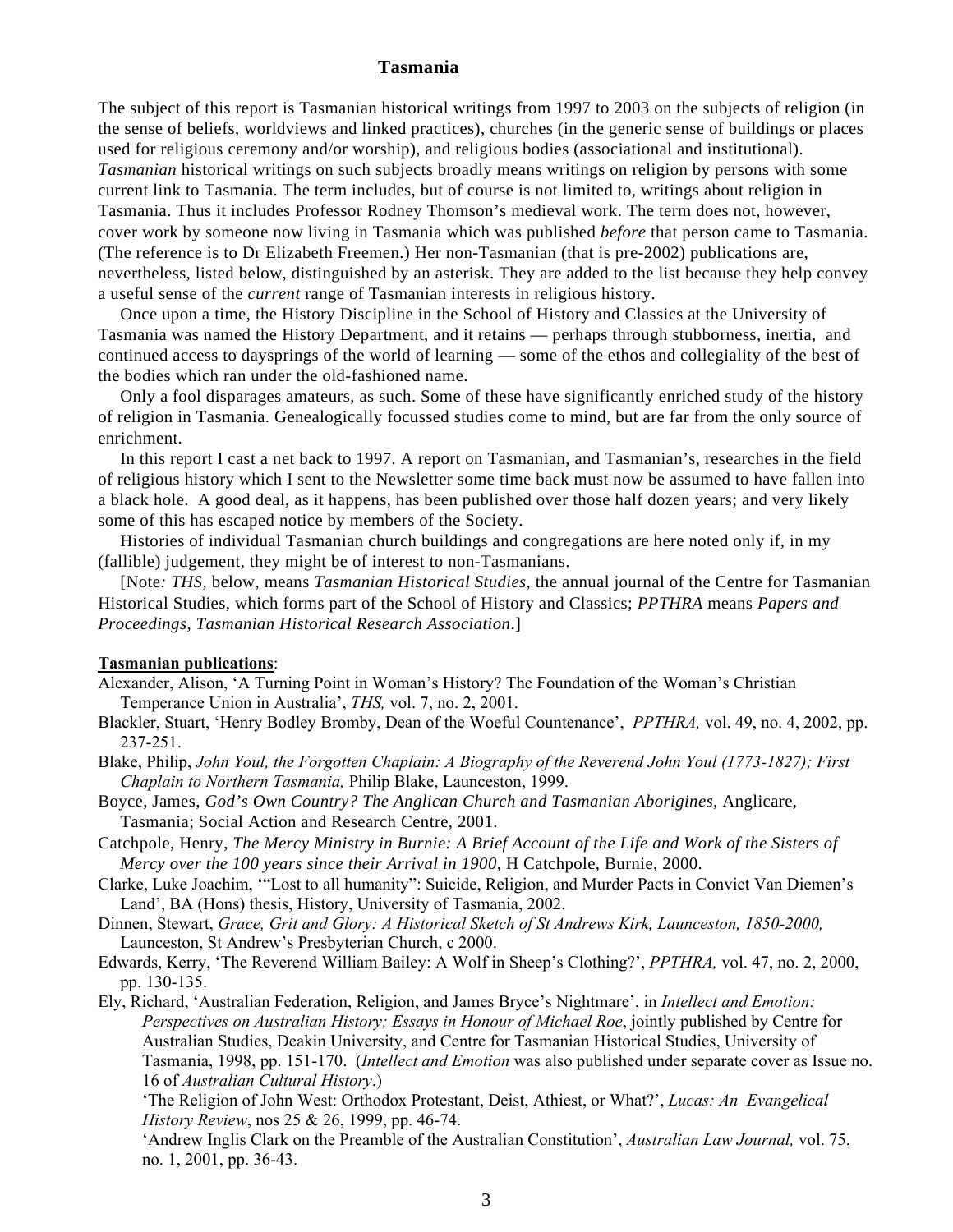## Tasmania

The subject of this report is Tasmanian historical writings from 1997 to 2003 on the subjects of religion (in the sense of beliefs, worldviews and linked practices), churches (in the generic sense of buildings or places used for religious ceremony and/or worship), and religious bodies (associational and institutional). *Tasmanian* historical writings on such subjects broadly means writings on religion by persons with some current link to Tasmania. The term includes, but of course is not limited to, writings about religion in Tasmania. Thus it includes Professor Rodney Thomson's medieval work. The term does not, however, cover work by someone now living in Tasmania which was published *before* that person came to Tasmania. (The reference is to Dr Elizabeth Freemen.) Her non-Tasmanian (that is pre-2002) publications are, nevertheless, listed below, distinguished by an asterisk. They are added to the list because they help convey a useful sense of the *current* range of Tasmanian interests in religious history.

Once upon a time, the History Discipline in the School of History and Classics at the University of Tasmania was named the History Department, and it retains — perhaps through stubbornness, inertia, and continued access to daysprings of the world of learning — some of the ethos and collegiality of the best of the bodies which ran under the old-fashioned name.

Only a fool disparages amateurs, as such. Some of these have significantly enriched study of the history of religion in Tasmania. Genealogically focussed studies come to mind, but are far from the only source of enrichment.

In this report I cast a net back to 1997. A report on Tasmanian, and Tasmanian's, researches in the field of religious history which I sent to the Newsletter some time back must now be assumed to have fallen into a black hole. A good deal, as it happens, has been published over those half dozen years; and very likely some of this has escaped notice by members of the Society.

Histories of individual Tasmanian church buildings and congregations are here noted only if, in my (fallible) judgement, they might be of interest to non-Tasmanians.

[Note*:* *THS*, below, means *Tasmanian Historical Studies*, the annual journal of the Centre for Tasmanian Historical Studies, which forms part of the School of History and Classics; *PPTHRA* means *Papers and Proceedings, Tasmanian Historical Research Association*.]

**Tasmanian publications**:

Alexander, Alison, 'A Turning Point in Woman's History? The Foundation of the Woman's Christian Temperance Union in Australia', *THS,* vol. 7, no. 2, 2001.

Blackler, Stuart, 'Henry Bodley Bromby, Dean of the Woeful Countenance', *PPTHRA,* vol. 49, no. 4, 2002, pp. 237-251.

Blake, Philip, *John Youl, the Forgotten Chaplain: A Biography of the Reverend John Youl (1773-1827); First Chaplain to Northern Tasmania,* Philip Blake, Launceston, 1999.

Boyce, James, *God's Own Country? The Anglican Church and Tasmanian Aborigines*, Anglicare, Tasmania; Social Action and Research Centre, 2001.

Catchpole, Henry, *The Mercy Ministry in Burnie: A Brief Account of the Life and Work of the Sisters of Mercy over the 100 years since their Arrival in 1900,* H Catchpole, Burnie, 2000.

Clarke, Luke Joachim, '"Lost to all humanity": Suicide, Religion, and Murder Pacts in Convict Van Diemen's Land', BA (Hons) thesis, History, University of Tasmania, 2002.

Dinnen, Stewart, *Grace, Grit and Glory: A Historical Sketch of St Andrews Kirk, Launceston, 1850-2000,* Launceston, St Andrew's Presbyterian Church, c 2000.

Edwards, Kerry, 'The Reverend William Bailey: A Wolf in Sheep's Clothing?', *PPTHRA,* vol. 47, no. 2, 2000, pp. 130-135.

Ely, Richard, 'Australian Federation, Religion, and James Bryce's Nightmare', in *Intellect and Emotion: Perspectives on Australian History; Essays in Honour of Michael Roe*, jointly published by Centre for Australian Studies, Deakin University, and Centre for Tasmanian Historical Studies, University of Tasmania, 1998, pp. 151-170. (*Intellect and Emotion* was also published under separate cover as Issue no. 16 of *Australian Cultural History*.)

'The Religion of John West: Orthodox Protestant, Deist, Athiest, or What?', *Lucas: An Evangelical History Review*, nos 25 & 26, 1999, pp. 46-74.

'Andrew Inglis Clark on the Preamble of the Australian Constitution', *Australian Law Journal,* vol. 75, no. 1, 2001, pp. 36-43.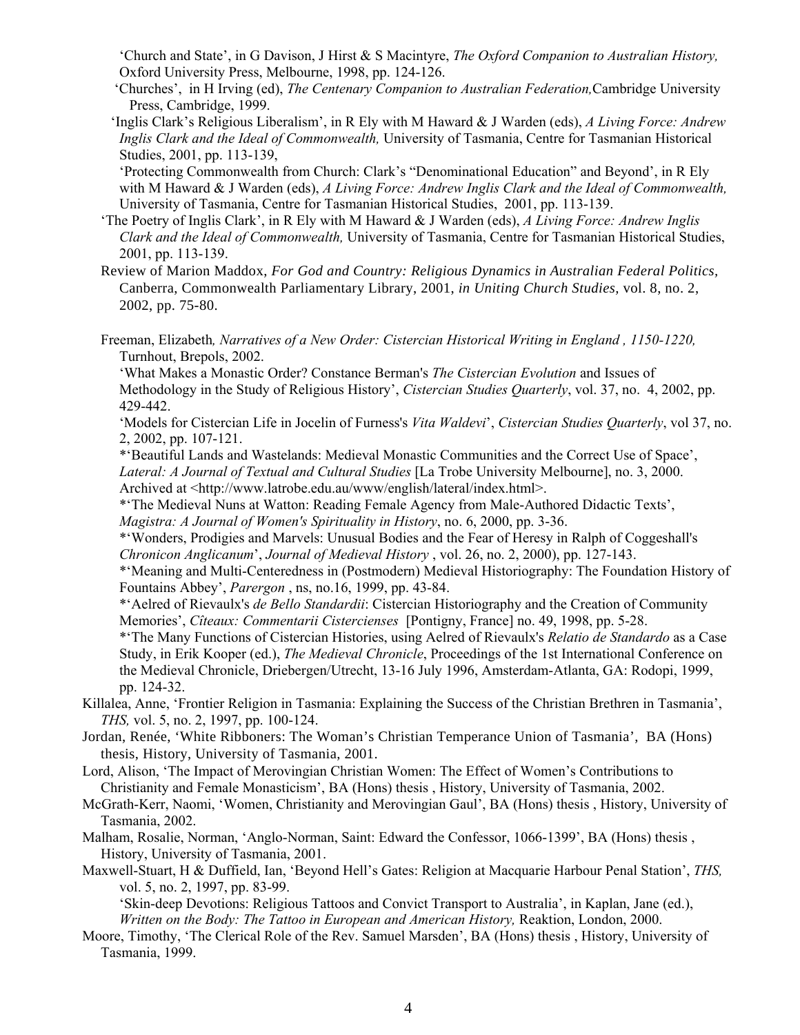'Church and State', in G Davison, J Hirst & S Macintyre, *The Oxford Companion to Australian History,* Oxford University Press, Melbourne, 1998, pp. 124-126.

'Churches', in H Irving (ed), *The Centenary Companion to Australian Federation,*Cambridge University Press, Cambridge, 1999.

'Inglis Clark's Religious Liberalism', in R Ely with M Haward & J Warden (eds), *A Living Force: Andrew Inglis Clark and the Ideal of Commonwealth,* University of Tasmania, Centre for Tasmanian Historical Studies, 2001, pp. 113-139,

'Protecting Commonwealth from Church: Clark's "Denominational Education" and Beyond', in R Ely with M Haward & J Warden (eds), *A Living Force: Andrew Inglis Clark and the Ideal of Commonwealth,* University of Tasmania, Centre for Tasmanian Historical Studies, 2001, pp. 113-139.

'The Poetry of Inglis Clark', in R Ely with M Haward & J Warden (eds), *A Living Force: Andrew Inglis Clark and the Ideal of Commonwealth,* University of Tasmania, Centre for Tasmanian Historical Studies, 2001, pp. 113-139.

Review of Marion Maddox, *For God and Country: Religious Dynamics in Australian Federal Politics,* Canberra, Commonwealth Parliamentary Library, 2001, *in Uniting Church Studies,* vol. 8, no. 2, 2002, pp. 75-80.

Freeman, Elizabeth*, Narratives of a New Order: Cistercian Historical Writing in England , 1150-1220,* Turnhout, Brepols, 2002.

'What Makes a Monastic Order? Constance Berman's *The Cistercian Evolution* and Issues of Methodology in the Study of Religious History', *Cistercian Studies Quarterly*, vol. 37, no. 4, 2002, pp. 429-442.

'Models for Cistercian Life in Jocelin of Furness's *Vita Waldevi*', *Cistercian Studies Quarterly*, vol 37, no. 2, 2002, pp. 107-121.

*'Beautiful Lands and Wastelands: Medieval Monastic Communities and the Correct Use of Space', *Lateral: A Journal of Textual and Cultural Studies* [La Trobe University Melbourne], no. 3, 2000. Archived at <http://www.latrobe.edu.au/www/english/lateral/index.html>.

*'The Medieval Nuns at Watton: Reading Female Agency from Male-Authored Didactic Texts', *Magistra: A Journal of Women's Spirituality in History*, no. 6, 2000, pp. 3-36.

*'Wonders, Prodigies and Marvels: Unusual Bodies and the Fear of Heresy in Ralph of Coggeshall's *Chronicon Anglicanum*', *Journal of Medieval History* , vol. 26, no. 2, 2000), pp. 127-143.

*'Meaning and Multi-Centeredness in (Postmodern) Medieval Historiography: The Foundation History of Fountains Abbey', *Parergon* , ns, no.16, 1999, pp. 43-84.

*'Aelred of Rievaulx's *de Bello Standardii*: Cistercian Historiography and the Creation of Community Memories', *Cîteaux: Commentarii Cistercienses* [Pontigny, France] no. 49, 1998, pp. 5-28.

*'The Many Functions of Cistercian Histories, using Aelred of Rievaulx's *Relatio de Standardo* as a Case Study, in Erik Kooper (ed.), *The Medieval Chronicle*, Proceedings of the 1st International Conference on the Medieval Chronicle, Driebergen/Utrecht, 13-16 July 1996, Amsterdam-Atlanta, GA: Rodopi, 1999, pp. 124-32.

Killalea, Anne, 'Frontier Religion in Tasmania: Explaining the Success of the Christian Brethren in Tasmania', *THS,* vol. 5, no. 2, 1997, pp. 100-124.

Jordan, Renée, 'White Ribboners: The Woman's Christian Temperance Union of Tasmania', BA (Hons) thesis, History, University of Tasmania, 2001.

Lord, Alison, 'The Impact of Merovingian Christian Women: The Effect of Women's Contributions to Christianity and Female Monasticism', BA (Hons) thesis , History, University of Tasmania, 2002.

McGrath-Kerr, Naomi, 'Women, Christianity and Merovingian Gaul', BA (Hons) thesis , History, University of Tasmania, 2002.

Malham, Rosalie, Norman, 'Anglo-Norman, Saint: Edward the Confessor, 1066-1399', BA (Hons) thesis , History, University of Tasmania, 2001.

Maxwell-Stuart, H & Duffield, Ian, 'Beyond Hell's Gates: Religion at Macquarie Harbour Penal Station', *THS,* vol. 5, no. 2, 1997, pp. 83-99.

'Skin-deep Devotions: Religious Tattoos and Convict Transport to Australia', in Kaplan, Jane (ed.), *Written on the Body: The Tattoo in European and American History,* Reaktion, London, 2000.

Moore, Timothy, 'The Clerical Role of the Rev. Samuel Marsden', BA (Hons) thesis , History, University of Tasmania, 1999.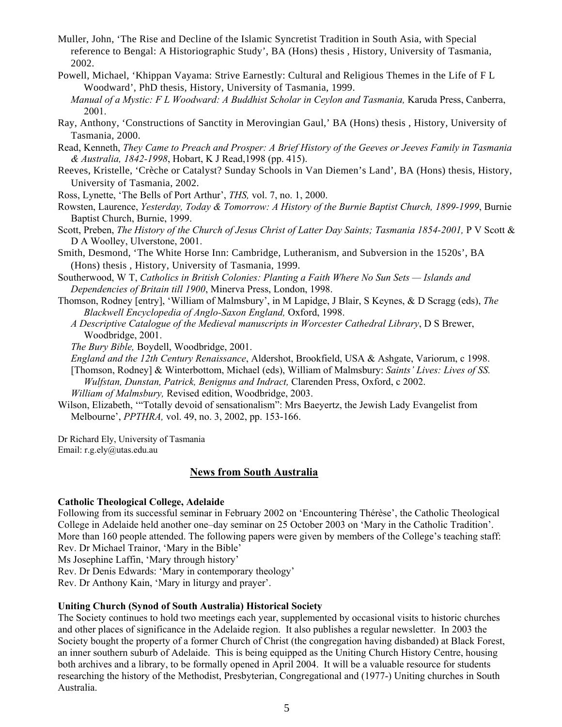Muller, John, 'The Rise and Decline of the Islamic Syncretist Tradition in South Asia, with Special reference to Bengal: A Historiographic Study', BA (Hons) thesis , History, University of Tasmania, 2002.

Powell, Michael, 'Khippan Vayama: Strive Earnestly: Cultural and Religious Themes in the Life of F L Woodward', PhD thesis, History, University of Tasmania, 1999.

*Manual of a Mystic: F L Woodward: A Buddhist Scholar in Ceylon and Tasmania,* Karuda Press, Canberra, 2001.

Ray, Anthony, 'Constructions of Sanctity in Merovingian Gaul,' BA (Hons) thesis , History, University of Tasmania, 2000.

Read, Kenneth, *They Came to Preach and Prosper: A Brief History of the Geeves or Jeeves Family in Tasmania & Australia, 1842-1998*, Hobart, K J Read,1998 (pp. 415).

Reeves, Kristelle, 'Crèche or Catalyst? Sunday Schools in Van Diemen's Land', BA (Hons) thesis, History, University of Tasmania, 2002.

Ross, Lynette, 'The Bells of Port Arthur', *THS,* vol. 7, no. 1, 2000.

Rowsten, Laurence, *Yesterday, Today & Tomorrow: A History of the Burnie Baptist Church, 1899-1999*, Burnie Baptist Church, Burnie, 1999.

Scott, Preben, *The History of the Church of Jesus Christ of Latter Day Saints; Tasmania 1854-2001,* P V Scott & D A Woolley, Ulverstone, 2001.

Smith, Desmond, 'The White Horse Inn: Cambridge, Lutheranism, and Subversion in the 1520s', BA (Hons) thesis , History, University of Tasmania, 1999.

Southerwood, W T, *Catholics in British Colonies: Planting a Faith Where No Sun Sets — Islands and Dependencies of Britain till 1900*, Minerva Press, London, 1998.

Thomson, Rodney [entry], 'William of Malmsbury', in M Lapidge, J Blair, S Keynes, & D Scragg (eds), *The Blackwell Encyclopedia of Anglo-Saxon England,* Oxford, 1998.

*A Descriptive Catalogue of the Medieval manuscripts in Worcester Cathedral Library*, D S Brewer, Woodbridge, 2001.

*The Bury Bible,* Boydell, Woodbridge, 2001.

*England and the 12th Century Renaissance*, Aldershot, Brookfield, USA & Ashgate, Variorum, c 1998.

[Thomson, Rodney] & Winterbottom, Michael (eds), William of Malmsbury: *Saints' Lives: Lives of SS. Wulfstan, Dunstan, Patrick, Benignus and Indract,* Clarenden Press, Oxford, c 2002.

*William of Malmsbury,* Revised edition, Woodbridge, 2003.

Wilson, Elizabeth, '"Totally devoid of sensationalism": Mrs Baeyertz, the Jewish Lady Evangelist from Melbourne', *PPTHRA,* vol. 49, no. 3, 2002, pp. 153-166.

Dr Richard Ely, University of Tasmania
Email: r.g.ely@utas.edu.au

## News from South Australia

**Catholic Theological College, Adelaide**

Following from its successful seminar in February 2002 on 'Encountering Thérèse', the Catholic Theological College in Adelaide held another one–day seminar on 25 October 2003 on 'Mary in the Catholic Tradition'. More than 160 people attended. The following papers were given by members of the College's teaching staff:
Rev. Dr Michael Trainor, 'Mary in the Bible'
Ms Josephine Laffin, 'Mary through history'
Rev. Dr Denis Edwards: 'Mary in contemporary theology'
Rev. Dr Anthony Kain, 'Mary in liturgy and prayer'.

**Uniting Church (Synod of South Australia) Historical Society**

The Society continues to hold two meetings each year, supplemented by occasional visits to historic churches and other places of significance in the Adelaide region. It also publishes a regular newsletter. In 2003 the Society bought the property of a former Church of Christ (the congregation having disbanded) at Black Forest, an inner southern suburb of Adelaide. This is being equipped as the Uniting Church History Centre, housing both archives and a library, to be formally opened in April 2004. It will be a valuable resource for students researching the history of the Methodist, Presbyterian, Congregational and (1977-) Uniting churches in South Australia.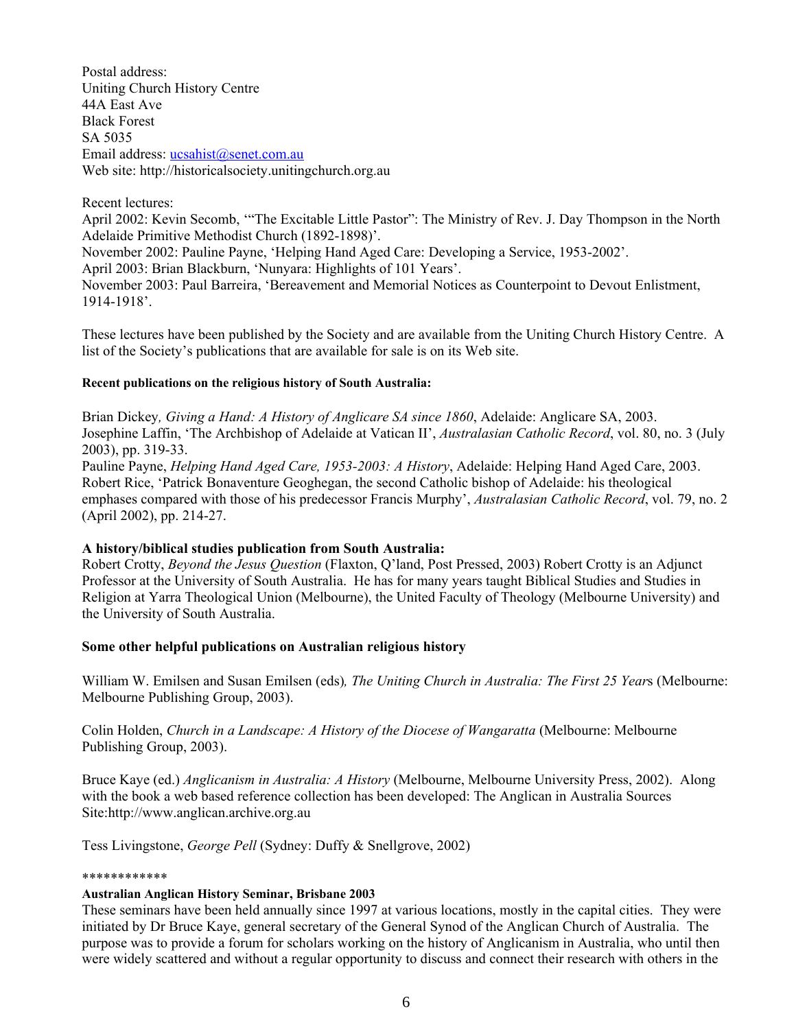Postal address:
Uniting Church History Centre
44A East Ave
Black Forest
SA 5035
Email address: ucsahist@senet.com.au
Web site: http://historicalsociety.unitingchurch.org.au

Recent lectures:
April 2002: Kevin Secomb, '"The Excitable Little Pastor": The Ministry of Rev. J. Day Thompson in the North Adelaide Primitive Methodist Church (1892-1898)'.
November 2002: Pauline Payne, 'Helping Hand Aged Care: Developing a Service, 1953-2002'.
April 2003: Brian Blackburn, 'Nunyara: Highlights of 101 Years'.
November 2003: Paul Barreira, 'Bereavement and Memorial Notices as Counterpoint to Devout Enlistment, 1914-1918'.

These lectures have been published by the Society and are available from the Uniting Church History Centre. A list of the Society's publications that are available for sale is on its Web site.

**Recent publications on the religious history of South Australia:**

Brian Dickey, *Giving a Hand: A History of Anglicare SA since 1860*, Adelaide: Anglicare SA, 2003.
Josephine Laffin, 'The Archbishop of Adelaide at Vatican II', *Australasian Catholic Record*, vol. 80, no. 3 (July 2003), pp. 319-33.
Pauline Payne, *Helping Hand Aged Care, 1953-2003: A History*, Adelaide: Helping Hand Aged Care, 2003.
Robert Rice, 'Patrick Bonaventure Geoghegan, the second Catholic bishop of Adelaide: his theological emphases compared with those of his predecessor Francis Murphy', *Australasian Catholic Record*, vol. 79, no. 2 (April 2002), pp. 214-27.

**A history/biblical studies publication from South Australia:**
Robert Crotty, *Beyond the Jesus Question* (Flaxton, Q'land, Post Pressed, 2003) Robert Crotty is an Adjunct Professor at the University of South Australia. He has for many years taught Biblical Studies and Studies in Religion at Yarra Theological Union (Melbourne), the United Faculty of Theology (Melbourne University) and the University of South Australia.

**Some other helpful publications on Australian religious history**

William W. Emilsen and Susan Emilsen (eds), *The Uniting Church in Australia: The First 25 Years* (Melbourne: Melbourne Publishing Group, 2003).

Colin Holden, *Church in a Landscape: A History of the Diocese of Wangaratta* (Melbourne: Melbourne Publishing Group, 2003).

Bruce Kaye (ed.) *Anglicanism in Australia: A History* (Melbourne, Melbourne University Press, 2002). Along with the book a web based reference collection has been developed: The Anglican in Australia Sources Site:http://www.anglican.archive.org.au

Tess Livingstone, *George Pell* (Sydney: Duffy & Snellgrove, 2002)

************

**Australian Anglican History Seminar, Brisbane 2003**
These seminars have been held annually since 1997 at various locations, mostly in the capital cities. They were initiated by Dr Bruce Kaye, general secretary of the General Synod of the Anglican Church of Australia. The purpose was to provide a forum for scholars working on the history of Anglicanism in Australia, who until then were widely scattered and without a regular opportunity to discuss and connect their research with others in the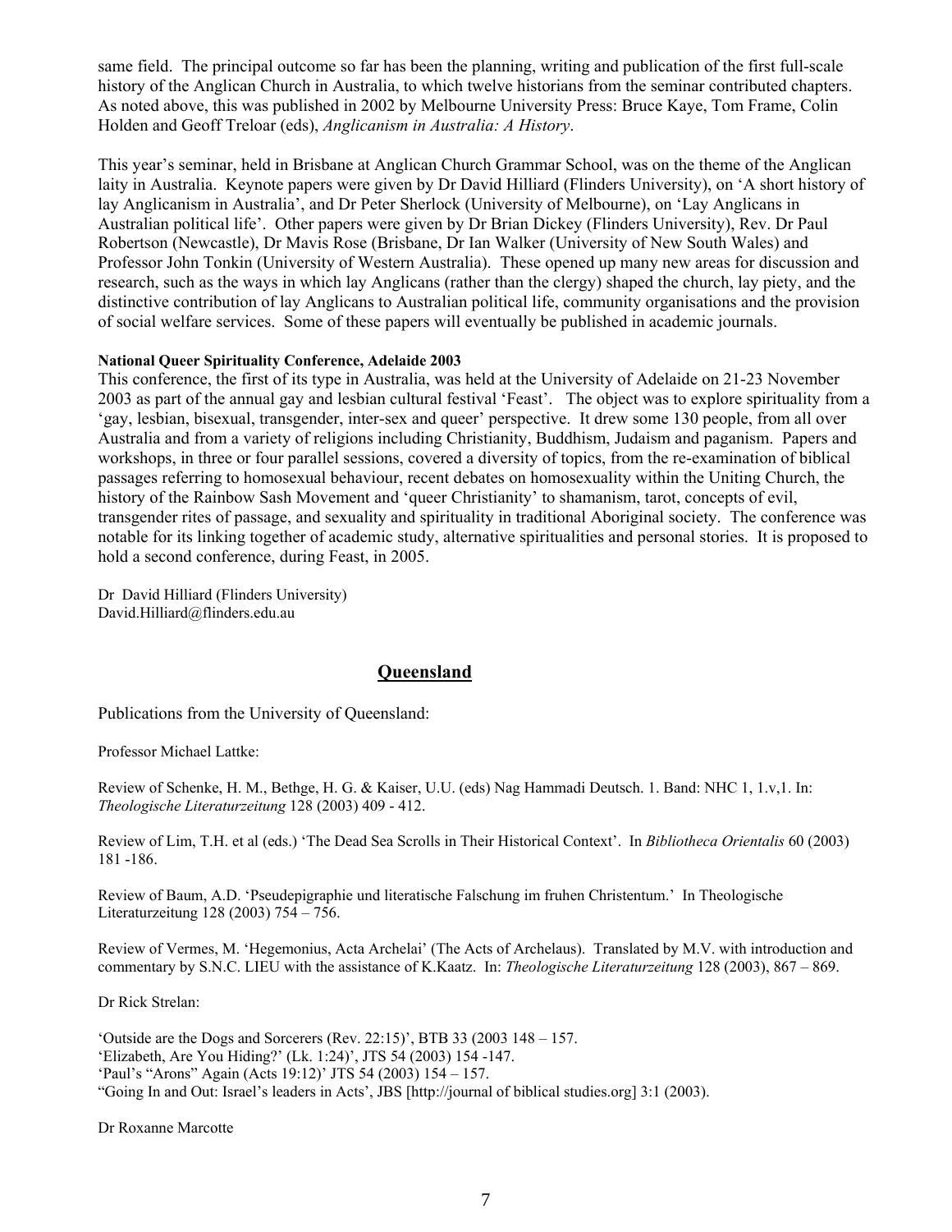same field. The principal outcome so far has been the planning, writing and publication of the first full-scale history of the Anglican Church in Australia, to which twelve historians from the seminar contributed chapters. As noted above, this was published in 2002 by Melbourne University Press: Bruce Kaye, Tom Frame, Colin Holden and Geoff Treloar (eds), *Anglicanism in Australia: A History*.

This year's seminar, held in Brisbane at Anglican Church Grammar School, was on the theme of the Anglican laity in Australia. Keynote papers were given by Dr David Hilliard (Flinders University), on 'A short history of lay Anglicanism in Australia', and Dr Peter Sherlock (University of Melbourne), on 'Lay Anglicans in Australian political life'. Other papers were given by Dr Brian Dickey (Flinders University), Rev. Dr Paul Robertson (Newcastle), Dr Mavis Rose (Brisbane, Dr Ian Walker (University of New South Wales) and Professor John Tonkin (University of Western Australia). These opened up many new areas for discussion and research, such as the ways in which lay Anglicans (rather than the clergy) shaped the church, lay piety, and the distinctive contribution of lay Anglicans to Australian political life, community organisations and the provision of social welfare services. Some of these papers will eventually be published in academic journals.

**National Queer Spirituality Conference, Adelaide 2003**

This conference, the first of its type in Australia, was held at the University of Adelaide on 21-23 November 2003 as part of the annual gay and lesbian cultural festival 'Feast'. The object was to explore spirituality from a 'gay, lesbian, bisexual, transgender, inter-sex and queer' perspective. It drew some 130 people, from all over Australia and from a variety of religions including Christianity, Buddhism, Judaism and paganism. Papers and workshops, in three or four parallel sessions, covered a diversity of topics, from the re-examination of biblical passages referring to homosexual behaviour, recent debates on homosexuality within the Uniting Church, the history of the Rainbow Sash Movement and 'queer Christianity' to shamanism, tarot, concepts of evil, transgender rites of passage, and sexuality and spirituality in traditional Aboriginal society. The conference was notable for its linking together of academic study, alternative spiritualities and personal stories. It is proposed to hold a second conference, during Feast, in 2005.

Dr David Hilliard (Flinders University)
David.Hilliard@flinders.edu.au

## Queensland

Publications from the University of Queensland:

Professor Michael Lattke:

Review of Schenke, H. M., Bethge, H. G. & Kaiser, U.U. (eds) Nag Hammadi Deutsch. 1. Band: NHC 1, 1.v,1. In: *Theologische Literaturzeitung* 128 (2003) 409 - 412.

Review of Lim, T.H. et al (eds.) 'The Dead Sea Scrolls in Their Historical Context'. In *Bibliotheca Orientalis* 60 (2003) 181 -186.

Review of Baum, A.D. 'Pseudepigraphie und literatische Falschung im fruhen Christentum.' In Theologische Literaturzeitung 128 (2003) 754 – 756.

Review of Vermes, M. 'Hegemonius, Acta Archelai' (The Acts of Archelaus). Translated by M.V. with introduction and commentary by S.N.C. LIEU with the assistance of K.Kaatz. In: *Theologische Literaturzeitung* 128 (2003), 867 – 869.

Dr Rick Strelan:

'Outside are the Dogs and Sorcerers (Rev. 22:15)', BTB 33 (2003 148 – 157.
'Elizabeth, Are You Hiding?' (Lk. 1:24)', JTS 54 (2003) 154 -147.
'Paul's "Arons" Again (Acts 19:12)' JTS 54 (2003) 154 – 157.
"Going In and Out: Israel's leaders in Acts', JBS [http://journal of biblical studies.org] 3:1 (2003).

Dr Roxanne Marcotte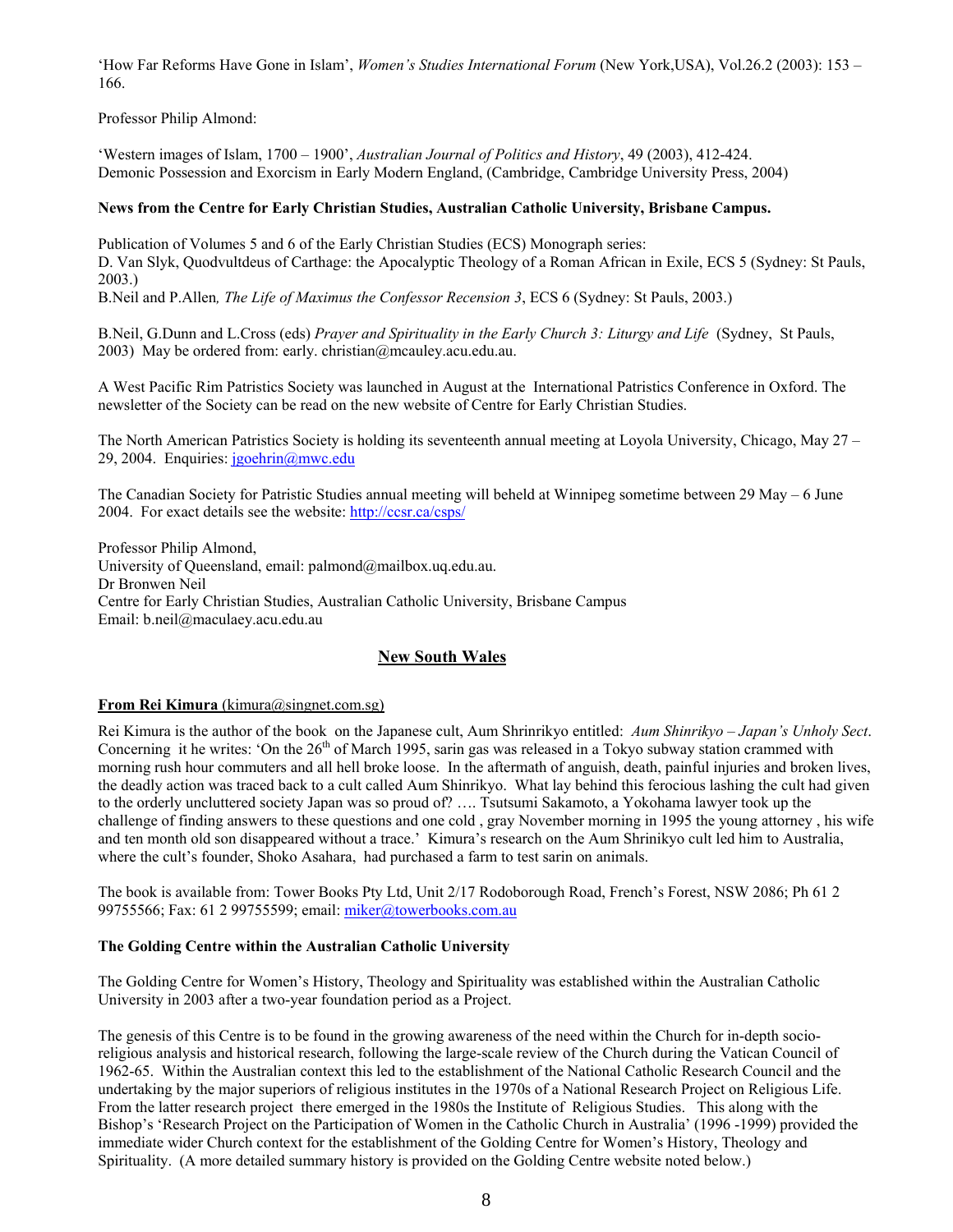'How Far Reforms Have Gone in Islam', *Women's Studies International Forum* (New York,USA), Vol.26.2 (2003): 153 – 166.

Professor Philip Almond:

'Western images of Islam, 1700 – 1900', *Australian Journal of Politics and History*, 49 (2003), 412-424.
Demonic Possession and Exorcism in Early Modern England, (Cambridge, Cambridge University Press, 2004)

**News from the Centre for Early Christian Studies, Australian Catholic University, Brisbane Campus.**

Publication of Volumes 5 and 6 of the Early Christian Studies (ECS) Monograph series:
D. Van Slyk, Quodvultdeus of Carthage: the Apocalyptic Theology of a Roman African in Exile, ECS 5 (Sydney: St Pauls, 2003.)
B.Neil and P.Allen*, The Life of Maximus the Confessor Recension 3*, ECS 6 (Sydney: St Pauls, 2003.)

B.Neil, G.Dunn and L.Cross (eds) *Prayer and Spirituality in the Early Church 3: Liturgy and Life* (Sydney, St Pauls, 2003) May be ordered from: early. christian@mcauley.acu.edu.au.

A West Pacific Rim Patristics Society was launched in August at the International Patristics Conference in Oxford. The newsletter of the Society can be read on the new website of Centre for Early Christian Studies.

The North American Patristics Society is holding its seventeenth annual meeting at Loyola University, Chicago, May 27 – 29, 2004. Enquiries: jgoehrin@mwc.edu

The Canadian Society for Patristic Studies annual meeting will beheld at Winnipeg sometime between 29 May – 6 June 2004. For exact details see the website: http://ccsr.ca/csps/

Professor Philip Almond,
University of Queensland, email: palmond@mailbox.uq.edu.au.
Dr Bronwen Neil
Centre for Early Christian Studies, Australian Catholic University, Brisbane Campus
Email: b.neil@maculaey.acu.edu.au

## New South Wales

**From Rei Kimura** (kimura@singnet.com.sg)

Rei Kimura is the author of the book on the Japanese cult, Aum Shinrikyo entitled: *Aum Shinrikyo – Japan's Unholy Sect*. Concerning it he writes: 'On the 26th of March 1995, sarin gas was released in a Tokyo subway station crammed with morning rush hour commuters and all hell broke loose. In the aftermath of anguish, death, painful injuries and broken lives, the deadly action was traced back to a cult called Aum Shinrikyo. What lay behind this ferocious lashing the cult had given to the orderly uncluttered society Japan was so proud of? …. Tsutsumi Sakamoto, a Yokohama lawyer took up the challenge of finding answers to these questions and one cold , gray November morning in 1995 the young attorney , his wife and ten month old son disappeared without a trace.' Kimura's research on the Aum Shrinikyo cult led him to Australia, where the cult's founder, Shoko Asahara, had purchased a farm to test sarin on animals.

The book is available from: Tower Books Pty Ltd, Unit 2/17 Rodoborough Road, French's Forest, NSW 2086; Ph 61 2 99755566; Fax: 61 2 99755599; email: miker@towerbooks.com.au

**The Golding Centre within the Australian Catholic University**

The Golding Centre for Women's History, Theology and Spirituality was established within the Australian Catholic University in 2003 after a two-year foundation period as a Project.

The genesis of this Centre is to be found in the growing awareness of the need within the Church for in-depth socio-religious analysis and historical research, following the large-scale review of the Church during the Vatican Council of 1962-65. Within the Australian context this led to the establishment of the National Catholic Research Council and the undertaking by the major superiors of religious institutes in the 1970s of a National Research Project on Religious Life. From the latter research project there emerged in the 1980s the Institute of Religious Studies. This along with the Bishop's 'Research Project on the Participation of Women in the Catholic Church in Australia' (1996 -1999) provided the immediate wider Church context for the establishment of the Golding Centre for Women's History, Theology and Spirituality. (A more detailed summary history is provided on the Golding Centre website noted below.)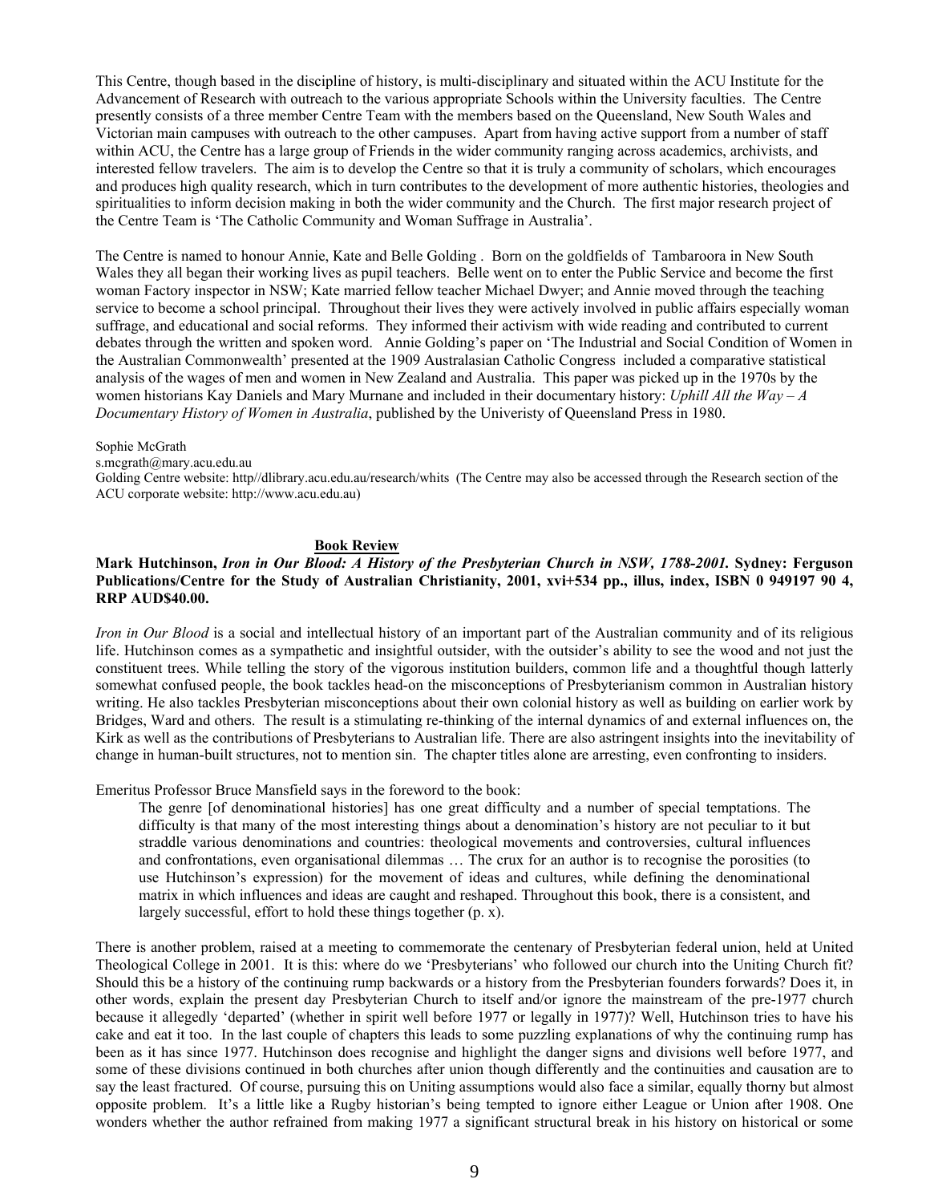This Centre, though based in the discipline of history, is multi-disciplinary and situated within the ACU Institute for the Advancement of Research with outreach to the various appropriate Schools within the University faculties. The Centre presently consists of a three member Centre Team with the members based on the Queensland, New South Wales and Victorian main campuses with outreach to the other campuses. Apart from having active support from a number of staff within ACU, the Centre has a large group of Friends in the wider community ranging across academics, archivists, and interested fellow travelers. The aim is to develop the Centre so that it is truly a community of scholars, which encourages and produces high quality research, which in turn contributes to the development of more authentic histories, theologies and spiritualities to inform decision making in both the wider community and the Church. The first major research project of the Centre Team is 'The Catholic Community and Woman Suffrage in Australia'.

The Centre is named to honour Annie, Kate and Belle Golding . Born on the goldfields of Tambaroora in New South Wales they all began their working lives as pupil teachers. Belle went on to enter the Public Service and become the first woman Factory inspector in NSW; Kate married fellow teacher Michael Dwyer; and Annie moved through the teaching service to become a school principal. Throughout their lives they were actively involved in public affairs especially woman suffrage, and educational and social reforms. They informed their activism with wide reading and contributed to current debates through the written and spoken word. Annie Golding's paper on 'The Industrial and Social Condition of Women in the Australian Commonwealth' presented at the 1909 Australasian Catholic Congress included a comparative statistical analysis of the wages of men and women in New Zealand and Australia. This paper was picked up in the 1970s by the women historians Kay Daniels and Mary Murnane and included in their documentary history: *Uphill All the Way – A Documentary History of Women in Australia*, published by the Univeristy of Queensland Press in 1980.

Sophie McGrath
s.mcgrath@mary.acu.edu.au
Golding Centre website: http//dlibrary.acu.edu.au/research/whits (The Centre may also be accessed through the Research section of the ACU corporate website: http://www.acu.edu.au)

## Book Review

**Mark Hutchinson, *Iron in Our Blood: A History of the Presbyterian Church in NSW, 1788-2001.* Sydney: Ferguson Publications/Centre for the Study of Australian Christianity, 2001, xvi+534 pp., illus, index, ISBN 0 949197 90 4, RRP AUD$40.00.**

*Iron in Our Blood* is a social and intellectual history of an important part of the Australian community and of its religious life. Hutchinson comes as a sympathetic and insightful outsider, with the outsider's ability to see the wood and not just the constituent trees. While telling the story of the vigorous institution builders, common life and a thoughtful though latterly somewhat confused people, the book tackles head-on the misconceptions of Presbyterianism common in Australian history writing. He also tackles Presbyterian misconceptions about their own colonial history as well as building on earlier work by Bridges, Ward and others. The result is a stimulating re-thinking of the internal dynamics of and external influences on, the Kirk as well as the contributions of Presbyterians to Australian life. There are also astringent insights into the inevitability of change in human-built structures, not to mention sin. The chapter titles alone are arresting, even confronting to insiders.

Emeritus Professor Bruce Mansfield says in the foreword to the book:

> The genre [of denominational histories] has one great difficulty and a number of special temptations. The difficulty is that many of the most interesting things about a denomination's history are not peculiar to it but straddle various denominations and countries: theological movements and controversies, cultural influences and confrontations, even organisational dilemmas … The crux for an author is to recognise the porosities (to use Hutchinson's expression) for the movement of ideas and cultures, while defining the denominational matrix in which influences and ideas are caught and reshaped. Throughout this book, there is a consistent, and largely successful, effort to hold these things together (p. x).

There is another problem, raised at a meeting to commemorate the centenary of Presbyterian federal union, held at United Theological College in 2001. It is this: where do we 'Presbyterians' who followed our church into the Uniting Church fit? Should this be a history of the continuing rump backwards or a history from the Presbyterian founders forwards? Does it, in other words, explain the present day Presbyterian Church to itself and/or ignore the mainstream of the pre-1977 church because it allegedly 'departed' (whether in spirit well before 1977 or legally in 1977)? Well, Hutchinson tries to have his cake and eat it too. In the last couple of chapters this leads to some puzzling explanations of why the continuing rump has been as it has since 1977. Hutchinson does recognise and highlight the danger signs and divisions well before 1977, and some of these divisions continued in both churches after union though differently and the continuities and causation are to say the least fractured. Of course, pursuing this on Uniting assumptions would also face a similar, equally thorny but almost opposite problem. It's a little like a Rugby historian's being tempted to ignore either League or Union after 1908. One wonders whether the author refrained from making 1977 a significant structural break in his history on historical or some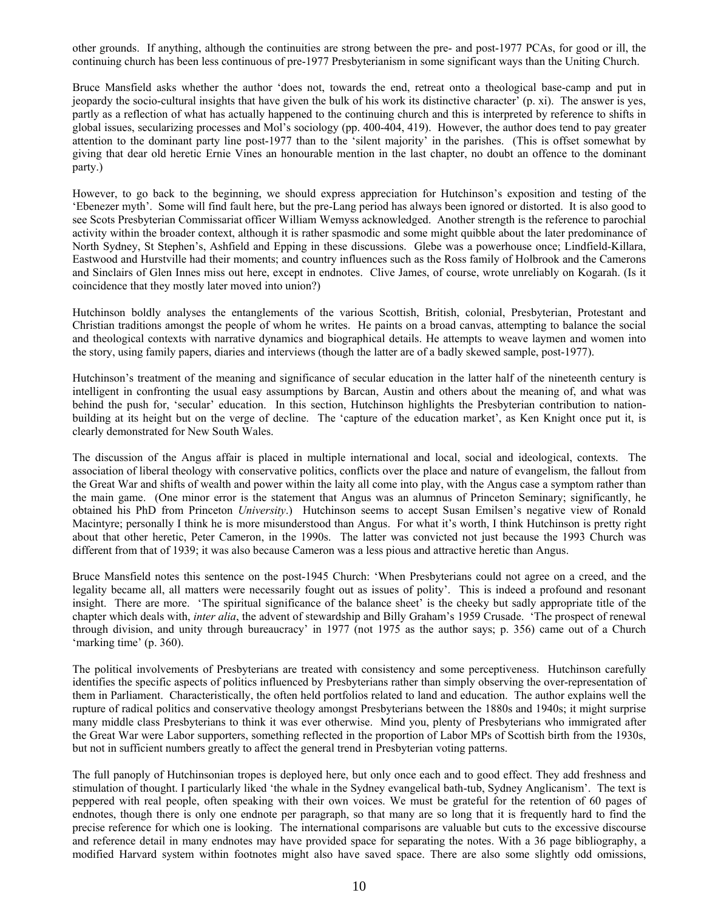other grounds. If anything, although the continuities are strong between the pre- and post-1977 PCAs, for good or ill, the continuing church has been less continuous of pre-1977 Presbyterianism in some significant ways than the Uniting Church.

Bruce Mansfield asks whether the author 'does not, towards the end, retreat onto a theological base-camp and put in jeopardy the socio-cultural insights that have given the bulk of his work its distinctive character' (p. xi). The answer is yes, partly as a reflection of what has actually happened to the continuing church and this is interpreted by reference to shifts in global issues, secularizing processes and Mol's sociology (pp. 400-404, 419). However, the author does tend to pay greater attention to the dominant party line post-1977 than to the 'silent majority' in the parishes. (This is offset somewhat by giving that dear old heretic Ernie Vines an honourable mention in the last chapter, no doubt an offence to the dominant party.)

However, to go back to the beginning, we should express appreciation for Hutchinson's exposition and testing of the 'Ebenezer myth'. Some will find fault here, but the pre-Lang period has always been ignored or distorted. It is also good to see Scots Presbyterian Commissariat officer William Wemyss acknowledged. Another strength is the reference to parochial activity within the broader context, although it is rather spasmodic and some might quibble about the later predominance of North Sydney, St Stephen's, Ashfield and Epping in these discussions. Glebe was a powerhouse once; Lindfield-Killara, Eastwood and Hurstville had their moments; and country influences such as the Ross family of Holbrook and the Camerons and Sinclairs of Glen Innes miss out here, except in endnotes. Clive James, of course, wrote unreliably on Kogarah. (Is it coincidence that they mostly later moved into union?)

Hutchinson boldly analyses the entanglements of the various Scottish, British, colonial, Presbyterian, Protestant and Christian traditions amongst the people of whom he writes. He paints on a broad canvas, attempting to balance the social and theological contexts with narrative dynamics and biographical details. He attempts to weave laymen and women into the story, using family papers, diaries and interviews (though the latter are of a badly skewed sample, post-1977).

Hutchinson's treatment of the meaning and significance of secular education in the latter half of the nineteenth century is intelligent in confronting the usual easy assumptions by Barcan, Austin and others about the meaning of, and what was behind the push for, 'secular' education. In this section, Hutchinson highlights the Presbyterian contribution to nation-building at its height but on the verge of decline. The 'capture of the education market', as Ken Knight once put it, is clearly demonstrated for New South Wales.

The discussion of the Angus affair is placed in multiple international and local, social and ideological, contexts. The association of liberal theology with conservative politics, conflicts over the place and nature of evangelism, the fallout from the Great War and shifts of wealth and power within the laity all come into play, with the Angus case a symptom rather than the main game. (One minor error is the statement that Angus was an alumnus of Princeton Seminary; significantly, he obtained his PhD from Princeton *University*.) Hutchinson seems to accept Susan Emilsen's negative view of Ronald Macintyre; personally I think he is more misunderstood than Angus. For what it's worth, I think Hutchinson is pretty right about that other heretic, Peter Cameron, in the 1990s. The latter was convicted not just because the 1993 Church was different from that of 1939; it was also because Cameron was a less pious and attractive heretic than Angus.

Bruce Mansfield notes this sentence on the post-1945 Church: 'When Presbyterians could not agree on a creed, and the legality became all, all matters were necessarily fought out as issues of polity'. This is indeed a profound and resonant insight. There are more. 'The spiritual significance of the balance sheet' is the cheeky but sadly appropriate title of the chapter which deals with, *inter alia*, the advent of stewardship and Billy Graham's 1959 Crusade. 'The prospect of renewal through division, and unity through bureaucracy' in 1977 (not 1975 as the author says; p. 356) came out of a Church 'marking time' (p. 360).

The political involvements of Presbyterians are treated with consistency and some perceptiveness. Hutchinson carefully identifies the specific aspects of politics influenced by Presbyterians rather than simply observing the over-representation of them in Parliament. Characteristically, the often held portfolios related to land and education. The author explains well the rupture of radical politics and conservative theology amongst Presbyterians between the 1880s and 1940s; it might surprise many middle class Presbyterians to think it was ever otherwise. Mind you, plenty of Presbyterians who immigrated after the Great War were Labor supporters, something reflected in the proportion of Labor MPs of Scottish birth from the 1930s, but not in sufficient numbers greatly to affect the general trend in Presbyterian voting patterns.

The full panoply of Hutchinsonian tropes is deployed here, but only once each and to good effect. They add freshness and stimulation of thought. I particularly liked 'the whale in the Sydney evangelical bath-tub, Sydney Anglicanism'. The text is peppered with real people, often speaking with their own voices. We must be grateful for the retention of 60 pages of endnotes, though there is only one endnote per paragraph, so that many are so long that it is frequently hard to find the precise reference for which one is looking. The international comparisons are valuable but cuts to the excessive discourse and reference detail in many endnotes may have provided space for separating the notes. With a 36 page bibliography, a modified Harvard system within footnotes might also have saved space. There are also some slightly odd omissions,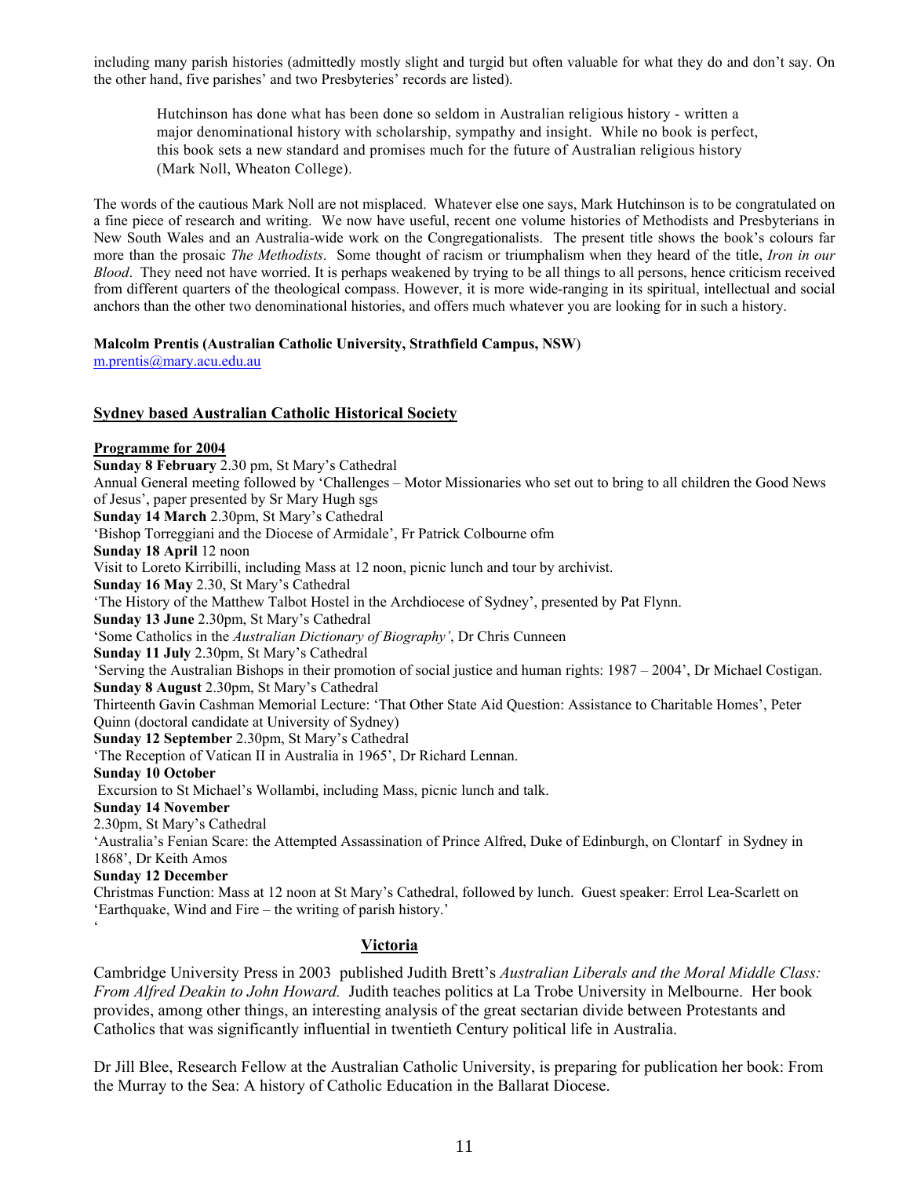including many parish histories (admittedly mostly slight and turgid but often valuable for what they do and don't say. On the other hand, five parishes' and two Presbyteries' records are listed).

> Hutchinson has done what has been done so seldom in Australian religious history - written a major denominational history with scholarship, sympathy and insight. While no book is perfect, this book sets a new standard and promises much for the future of Australian religious history (Mark Noll, Wheaton College).

The words of the cautious Mark Noll are not misplaced. Whatever else one says, Mark Hutchinson is to be congratulated on a fine piece of research and writing. We now have useful, recent one volume histories of Methodists and Presbyterians in New South Wales and an Australia-wide work on the Congregationalists. The present title shows the book's colours far more than the prosaic *The Methodists*. Some thought of racism or triumphalism when they heard of the title, *Iron in our Blood*. They need not have worried. It is perhaps weakened by trying to be all things to all persons, hence criticism received from different quarters of the theological compass. However, it is more wide-ranging in its spiritual, intellectual and social anchors than the other two denominational histories, and offers much whatever you are looking for in such a history.

**Malcolm Prentis (Australian Catholic University, Strathfield Campus, NSW)**
m.prentis@mary.acu.edu.au

## Sydney based Australian Catholic Historical Society

**Programme for 2004**

**Sunday 8 February** 2.30 pm, St Mary's Cathedral
Annual General meeting followed by 'Challenges – Motor Missionaries who set out to bring to all children the Good News of Jesus', paper presented by Sr Mary Hugh sgs

**Sunday 14 March** 2.30pm, St Mary's Cathedral
'Bishop Torreggiani and the Diocese of Armidale', Fr Patrick Colbourne ofm

**Sunday 18 April** 12 noon
Visit to Loreto Kirribilli, including Mass at 12 noon, picnic lunch and tour by archivist.

**Sunday 16 May** 2.30, St Mary's Cathedral
'The History of the Matthew Talbot Hostel in the Archdiocese of Sydney', presented by Pat Flynn.

**Sunday 13 June** 2.30pm, St Mary's Cathedral
'Some Catholics in the *Australian Dictionary of Biography'*, Dr Chris Cunneen

**Sunday 11 July** 2.30pm, St Mary's Cathedral
'Serving the Australian Bishops in their promotion of social justice and human rights: 1987 – 2004', Dr Michael Costigan.

**Sunday 8 August** 2.30pm, St Mary's Cathedral
Thirteenth Gavin Cashman Memorial Lecture: 'That Other State Aid Question: Assistance to Charitable Homes', Peter Quinn (doctoral candidate at University of Sydney)

**Sunday 12 September** 2.30pm, St Mary's Cathedral
'The Reception of Vatican II in Australia in 1965', Dr Richard Lennan.

**Sunday 10 October**
Excursion to St Michael's Wollambi, including Mass, picnic lunch and talk.

**Sunday 14 November**
2.30pm, St Mary's Cathedral
'Australia's Fenian Scare: the Attempted Assassination of Prince Alfred, Duke of Edinburgh, on Clontarf in Sydney in 1868', Dr Keith Amos

**Sunday 12 December**
Christmas Function: Mass at 12 noon at St Mary's Cathedral, followed by lunch. Guest speaker: Errol Lea-Scarlett on 'Earthquake, Wind and Fire – the writing of parish history.'

## Victoria

Cambridge University Press in 2003 published Judith Brett's *Australian Liberals and the Moral Middle Class: From Alfred Deakin to John Howard.* Judith teaches politics at La Trobe University in Melbourne. Her book provides, among other things, an interesting analysis of the great sectarian divide between Protestants and Catholics that was significantly influential in twentieth Century political life in Australia.

Dr Jill Blee, Research Fellow at the Australian Catholic University, is preparing for publication her book: From the Murray to the Sea: A history of Catholic Education in the Ballarat Diocese.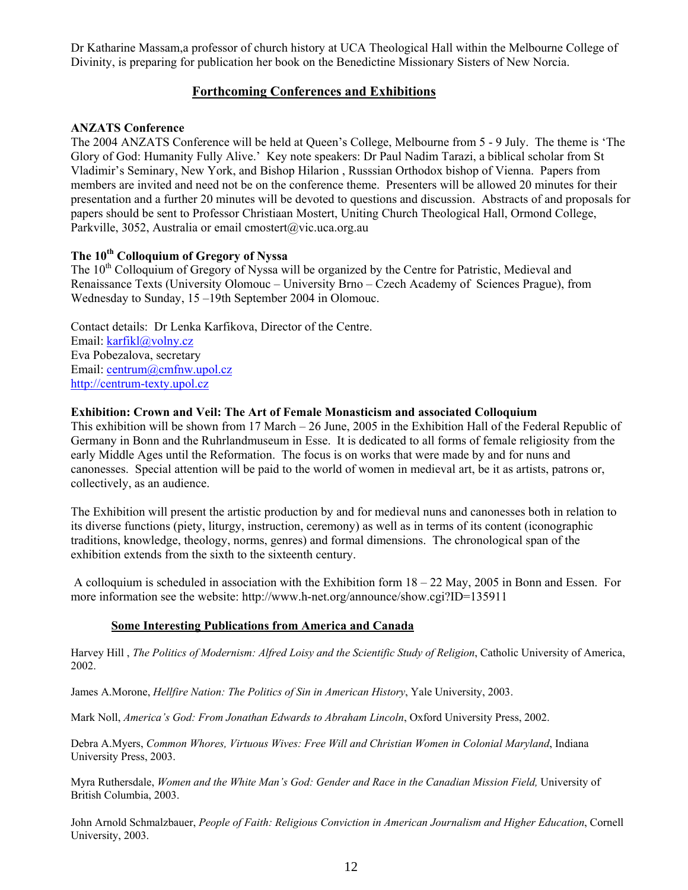Dr Katharine Massam,a professor of church history at UCA Theological Hall within the Melbourne College of Divinity, is preparing for publication her book on the Benedictine Missionary Sisters of New Norcia.

## Forthcoming Conferences and Exhibitions

### ANZATS Conference

The 2004 ANZATS Conference will be held at Queen's College, Melbourne from 5 - 9 July. The theme is 'The Glory of God: Humanity Fully Alive.' Key note speakers: Dr Paul Nadim Tarazi, a biblical scholar from St Vladimir's Seminary, New York, and Bishop Hilarion , Russsian Orthodox bishop of Vienna. Papers from members are invited and need not be on the conference theme. Presenters will be allowed 20 minutes for their presentation and a further 20 minutes will be devoted to questions and discussion. Abstracts of and proposals for papers should be sent to Professor Christiaan Mostert, Uniting Church Theological Hall, Ormond College, Parkville, 3052, Australia or email cmostert@vic.uca.org.au

### The 10th Colloquium of Gregory of Nyssa

The 10th Colloquium of Gregory of Nyssa will be organized by the Centre for Patristic, Medieval and Renaissance Texts (University Olomouc – University Brno – Czech Academy of Sciences Prague), from Wednesday to Sunday, 15 –19th September 2004 in Olomouc.

Contact details: Dr Lenka Karfikova, Director of the Centre.
Email: karfikl@volny.cz
Eva Pobezalova, secretary
Email: centrum@cmfnw.upol.cz
http://centrum-texty.upol.cz

### Exhibition: Crown and Veil: The Art of Female Monasticism and associated Colloquium

This exhibition will be shown from 17 March – 26 June, 2005 in the Exhibition Hall of the Federal Republic of Germany in Bonn and the Ruhrlandmuseum in Esse. It is dedicated to all forms of female religiosity from the early Middle Ages until the Reformation. The focus is on works that were made by and for nuns and canonesses. Special attention will be paid to the world of women in medieval art, be it as artists, patrons or, collectively, as an audience.

The Exhibition will present the artistic production by and for medieval nuns and canonesses both in relation to its diverse functions (piety, liturgy, instruction, ceremony) as well as in terms of its content (iconographic traditions, knowledge, theology, norms, genres) and formal dimensions. The chronological span of the exhibition extends from the sixth to the sixteenth century.

A colloquium is scheduled in association with the Exhibition form 18 – 22 May, 2005 in Bonn and Essen. For more information see the website: http://www.h-net.org/announce/show.cgi?ID=135911

## Some Interesting Publications from America and Canada

Harvey Hill , *The Politics of Modernism: Alfred Loisy and the Scientific Study of Religion*, Catholic University of America, 2002.

James A.Morone, *Hellfire Nation: The Politics of Sin in American History*, Yale University, 2003.

Mark Noll, *America's God: From Jonathan Edwards to Abraham Lincoln*, Oxford University Press, 2002.

Debra A.Myers, *Common Whores, Virtuous Wives: Free Will and Christian Women in Colonial Maryland*, Indiana University Press, 2003.

Myra Ruthersdale, *Women and the White Man's God: Gender and Race in the Canadian Mission Field,* University of British Columbia, 2003.

John Arnold Schmalzbauer, *People of Faith: Religious Conviction in American Journalism and Higher Education*, Cornell University, 2003.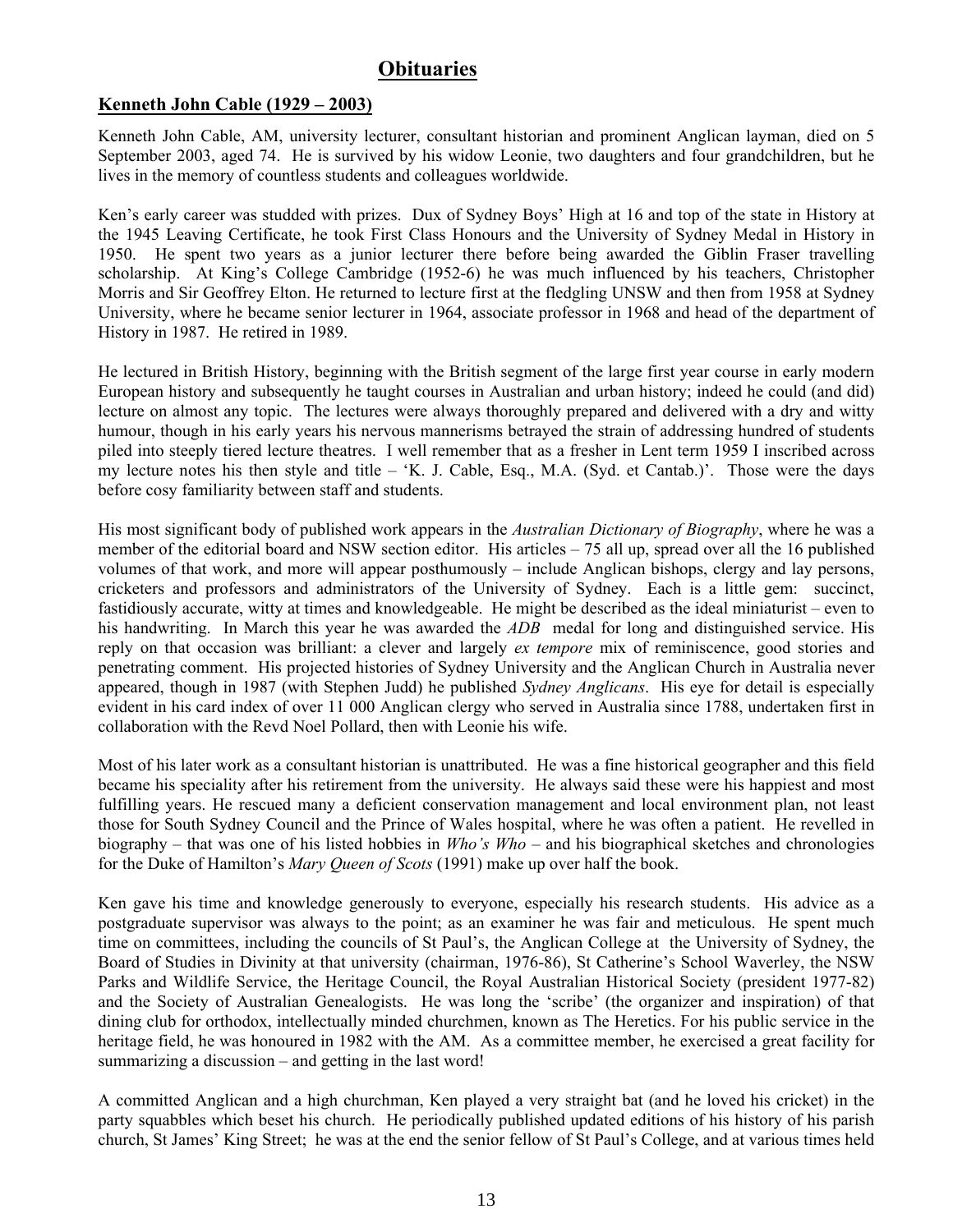# Obituaries

## Kenneth John Cable (1929 – 2003)

Kenneth John Cable, AM, university lecturer, consultant historian and prominent Anglican layman, died on 5 September 2003, aged 74. He is survived by his widow Leonie, two daughters and four grandchildren, but he lives in the memory of countless students and colleagues worldwide.

Ken's early career was studded with prizes. Dux of Sydney Boys' High at 16 and top of the state in History at the 1945 Leaving Certificate, he took First Class Honours and the University of Sydney Medal in History in 1950. He spent two years as a junior lecturer there before being awarded the Giblin Fraser travelling scholarship. At King's College Cambridge (1952-6) he was much influenced by his teachers, Christopher Morris and Sir Geoffrey Elton. He returned to lecture first at the fledgling UNSW and then from 1958 at Sydney University, where he became senior lecturer in 1964, associate professor in 1968 and head of the department of History in 1987. He retired in 1989.

He lectured in British History, beginning with the British segment of the large first year course in early modern European history and subsequently he taught courses in Australian and urban history; indeed he could (and did) lecture on almost any topic. The lectures were always thoroughly prepared and delivered with a dry and witty humour, though in his early years his nervous mannerisms betrayed the strain of addressing hundred of students piled into steeply tiered lecture theatres. I well remember that as a fresher in Lent term 1959 I inscribed across my lecture notes his then style and title – 'K. J. Cable, Esq., M.A. (Syd. et Cantab.)'. Those were the days before cosy familiarity between staff and students.

His most significant body of published work appears in the *Australian Dictionary of Biography*, where he was a member of the editorial board and NSW section editor. His articles – 75 all up, spread over all the 16 published volumes of that work, and more will appear posthumously – include Anglican bishops, clergy and lay persons, cricketers and professors and administrators of the University of Sydney. Each is a little gem: succinct, fastidiously accurate, witty at times and knowledgeable. He might be described as the ideal miniaturist – even to his handwriting. In March this year he was awarded the *ADB* medal for long and distinguished service. His reply on that occasion was brilliant: a clever and largely *ex tempore* mix of reminiscence, good stories and penetrating comment. His projected histories of Sydney University and the Anglican Church in Australia never appeared, though in 1987 (with Stephen Judd) he published *Sydney Anglicans*. His eye for detail is especially evident in his card index of over 11 000 Anglican clergy who served in Australia since 1788, undertaken first in collaboration with the Revd Noel Pollard, then with Leonie his wife.

Most of his later work as a consultant historian is unattributed. He was a fine historical geographer and this field became his speciality after his retirement from the university. He always said these were his happiest and most fulfilling years. He rescued many a deficient conservation management and local environment plan, not least those for South Sydney Council and the Prince of Wales hospital, where he was often a patient. He revelled in biography – that was one of his listed hobbies in *Who's Who* – and his biographical sketches and chronologies for the Duke of Hamilton's *Mary Queen of Scots* (1991) make up over half the book.

Ken gave his time and knowledge generously to everyone, especially his research students. His advice as a postgraduate supervisor was always to the point; as an examiner he was fair and meticulous. He spent much time on committees, including the councils of St Paul's, the Anglican College at the University of Sydney, the Board of Studies in Divinity at that university (chairman, 1976-86), St Catherine's School Waverley, the NSW Parks and Wildlife Service, the Heritage Council, the Royal Australian Historical Society (president 1977-82) and the Society of Australian Genealogists. He was long the 'scribe' (the organizer and inspiration) of that dining club for orthodox, intellectually minded churchmen, known as The Heretics. For his public service in the heritage field, he was honoured in 1982 with the AM. As a committee member, he exercised a great facility for summarizing a discussion – and getting in the last word!

A committed Anglican and a high churchman, Ken played a very straight bat (and he loved his cricket) in the party squabbles which beset his church. He periodically published updated editions of his history of his parish church, St James' King Street; he was at the end the senior fellow of St Paul's College, and at various times held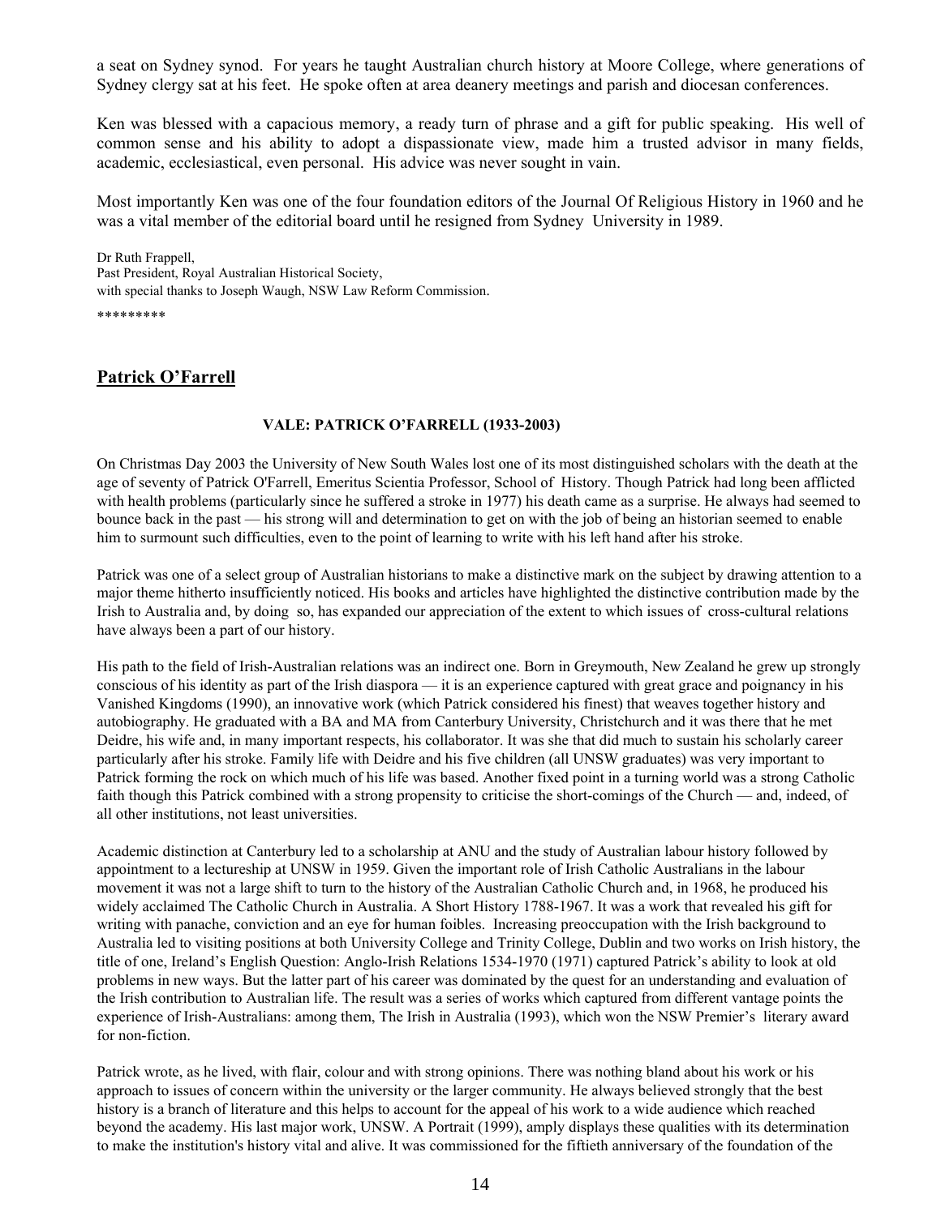a seat on Sydney synod. For years he taught Australian church history at Moore College, where generations of Sydney clergy sat at his feet. He spoke often at area deanery meetings and parish and diocesan conferences.

Ken was blessed with a capacious memory, a ready turn of phrase and a gift for public speaking. His well of common sense and his ability to adopt a dispassionate view, made him a trusted advisor in many fields, academic, ecclesiastical, even personal. His advice was never sought in vain.

Most importantly Ken was one of the four foundation editors of the Journal Of Religious History in 1960 and he was a vital member of the editorial board until he resigned from Sydney University in 1989.

Dr Ruth Frappell,
Past President, Royal Australian Historical Society,
with special thanks to Joseph Waugh, NSW Law Reform Commission.

*********

## Patrick O'Farrell

### VALE: PATRICK O'FARRELL (1933-2003)

On Christmas Day 2003 the University of New South Wales lost one of its most distinguished scholars with the death at the age of seventy of Patrick O'Farrell, Emeritus Scientia Professor, School of History. Though Patrick had long been afflicted with health problems (particularly since he suffered a stroke in 1977) his death came as a surprise. He always had seemed to bounce back in the past — his strong will and determination to get on with the job of being an historian seemed to enable him to surmount such difficulties, even to the point of learning to write with his left hand after his stroke.

Patrick was one of a select group of Australian historians to make a distinctive mark on the subject by drawing attention to a major theme hitherto insufficiently noticed. His books and articles have highlighted the distinctive contribution made by the Irish to Australia and, by doing so, has expanded our appreciation of the extent to which issues of cross-cultural relations have always been a part of our history.

His path to the field of Irish-Australian relations was an indirect one. Born in Greymouth, New Zealand he grew up strongly conscious of his identity as part of the Irish diaspora — it is an experience captured with great grace and poignancy in his Vanished Kingdoms (1990), an innovative work (which Patrick considered his finest) that weaves together history and autobiography. He graduated with a BA and MA from Canterbury University, Christchurch and it was there that he met Deidre, his wife and, in many important respects, his collaborator. It was she that did much to sustain his scholarly career particularly after his stroke. Family life with Deidre and his five children (all UNSW graduates) was very important to Patrick forming the rock on which much of his life was based. Another fixed point in a turning world was a strong Catholic faith though this Patrick combined with a strong propensity to criticise the short-comings of the Church — and, indeed, of all other institutions, not least universities.

Academic distinction at Canterbury led to a scholarship at ANU and the study of Australian labour history followed by appointment to a lectureship at UNSW in 1959. Given the important role of Irish Catholic Australians in the labour movement it was not a large shift to turn to the history of the Australian Catholic Church and, in 1968, he produced his widely acclaimed The Catholic Church in Australia. A Short History 1788-1967. It was a work that revealed his gift for writing with panache, conviction and an eye for human foibles. Increasing preoccupation with the Irish background to Australia led to visiting positions at both University College and Trinity College, Dublin and two works on Irish history, the title of one, Ireland's English Question: Anglo-Irish Relations 1534-1970 (1971) captured Patrick's ability to look at old problems in new ways. But the latter part of his career was dominated by the quest for an understanding and evaluation of the Irish contribution to Australian life. The result was a series of works which captured from different vantage points the experience of Irish-Australians: among them, The Irish in Australia (1993), which won the NSW Premier's literary award for non-fiction.

Patrick wrote, as he lived, with flair, colour and with strong opinions. There was nothing bland about his work or his approach to issues of concern within the university or the larger community. He always believed strongly that the best history is a branch of literature and this helps to account for the appeal of his work to a wide audience which reached beyond the academy. His last major work, UNSW. A Portrait (1999), amply displays these qualities with its determination to make the institution's history vital and alive. It was commissioned for the fiftieth anniversary of the foundation of the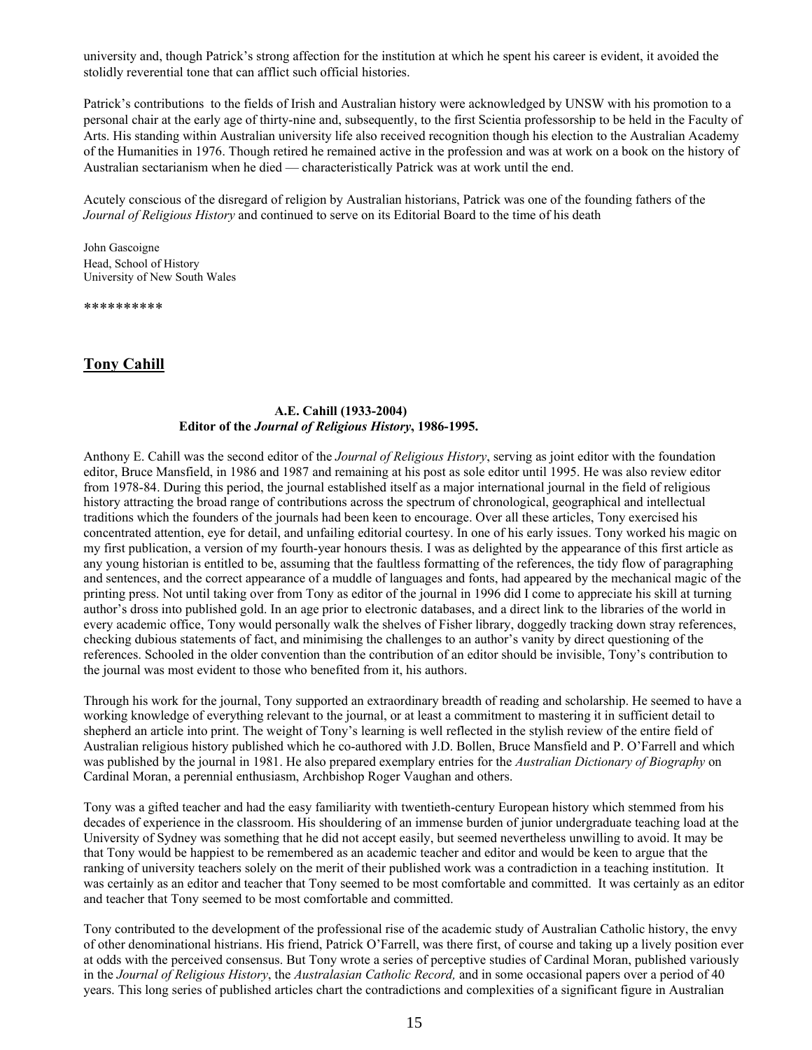university and, though Patrick's strong affection for the institution at which he spent his career is evident, it avoided the stolidly reverential tone that can afflict such official histories.

Patrick's contributions to the fields of Irish and Australian history were acknowledged by UNSW with his promotion to a personal chair at the early age of thirty-nine and, subsequently, to the first Scientia professorship to be held in the Faculty of Arts. His standing within Australian university life also received recognition though his election to the Australian Academy of the Humanities in 1976. Though retired he remained active in the profession and was at work on a book on the history of Australian sectarianism when he died — characteristically Patrick was at work until the end.

Acutely conscious of the disregard of religion by Australian historians, Patrick was one of the founding fathers of the *Journal of Religious History* and continued to serve on its Editorial Board to the time of his death

John Gascoigne
Head, School of History
University of New South Wales

**********

## Tony Cahill

**A.E. Cahill (1933-2004)**
**Editor of the *Journal of Religious History*, 1986-1995.**

Anthony E. Cahill was the second editor of the *Journal of Religious History*, serving as joint editor with the foundation editor, Bruce Mansfield, in 1986 and 1987 and remaining at his post as sole editor until 1995. He was also review editor from 1978-84. During this period, the journal established itself as a major international journal in the field of religious history attracting the broad range of contributions across the spectrum of chronological, geographical and intellectual traditions which the founders of the journals had been keen to encourage. Over all these articles, Tony exercised his concentrated attention, eye for detail, and unfailing editorial courtesy. In one of his early issues. Tony worked his magic on my first publication, a version of my fourth-year honours thesis. I was as delighted by the appearance of this first article as any young historian is entitled to be, assuming that the faultless formatting of the references, the tidy flow of paragraphing and sentences, and the correct appearance of a muddle of languages and fonts, had appeared by the mechanical magic of the printing press. Not until taking over from Tony as editor of the journal in 1996 did I come to appreciate his skill at turning author's dross into published gold. In an age prior to electronic databases, and a direct link to the libraries of the world in every academic office, Tony would personally walk the shelves of Fisher library, doggedly tracking down stray references, checking dubious statements of fact, and minimising the challenges to an author's vanity by direct questioning of the references. Schooled in the older convention than the contribution of an editor should be invisible, Tony's contribution to the journal was most evident to those who benefited from it, his authors.

Through his work for the journal, Tony supported an extraordinary breadth of reading and scholarship. He seemed to have a working knowledge of everything relevant to the journal, or at least a commitment to mastering it in sufficient detail to shepherd an article into print. The weight of Tony's learning is well reflected in the stylish review of the entire field of Australian religious history published which he co-authored with J.D. Bollen, Bruce Mansfield and P. O'Farrell and which was published by the journal in 1981. He also prepared exemplary entries for the *Australian Dictionary of Biography* on Cardinal Moran, a perennial enthusiasm, Archbishop Roger Vaughan and others.

Tony was a gifted teacher and had the easy familiarity with twentieth-century European history which stemmed from his decades of experience in the classroom. His shouldering of an immense burden of junior undergraduate teaching load at the University of Sydney was something that he did not accept easily, but seemed nevertheless unwilling to avoid. It may be that Tony would be happiest to be remembered as an academic teacher and editor and would be keen to argue that the ranking of university teachers solely on the merit of their published work was a contradiction in a teaching institution. It was certainly as an editor and teacher that Tony seemed to be most comfortable and committed. It was certainly as an editor and teacher that Tony seemed to be most comfortable and committed.

Tony contributed to the development of the professional rise of the academic study of Australian Catholic history, the envy of other denominational histrians. His friend, Patrick O'Farrell, was there first, of course and taking up a lively position ever at odds with the perceived consensus. But Tony wrote a series of perceptive studies of Cardinal Moran, published variously in the *Journal of Religious History*, the *Australasian Catholic Record,* and in some occasional papers over a period of 40 years. This long series of published articles chart the contradictions and complexities of a significant figure in Australian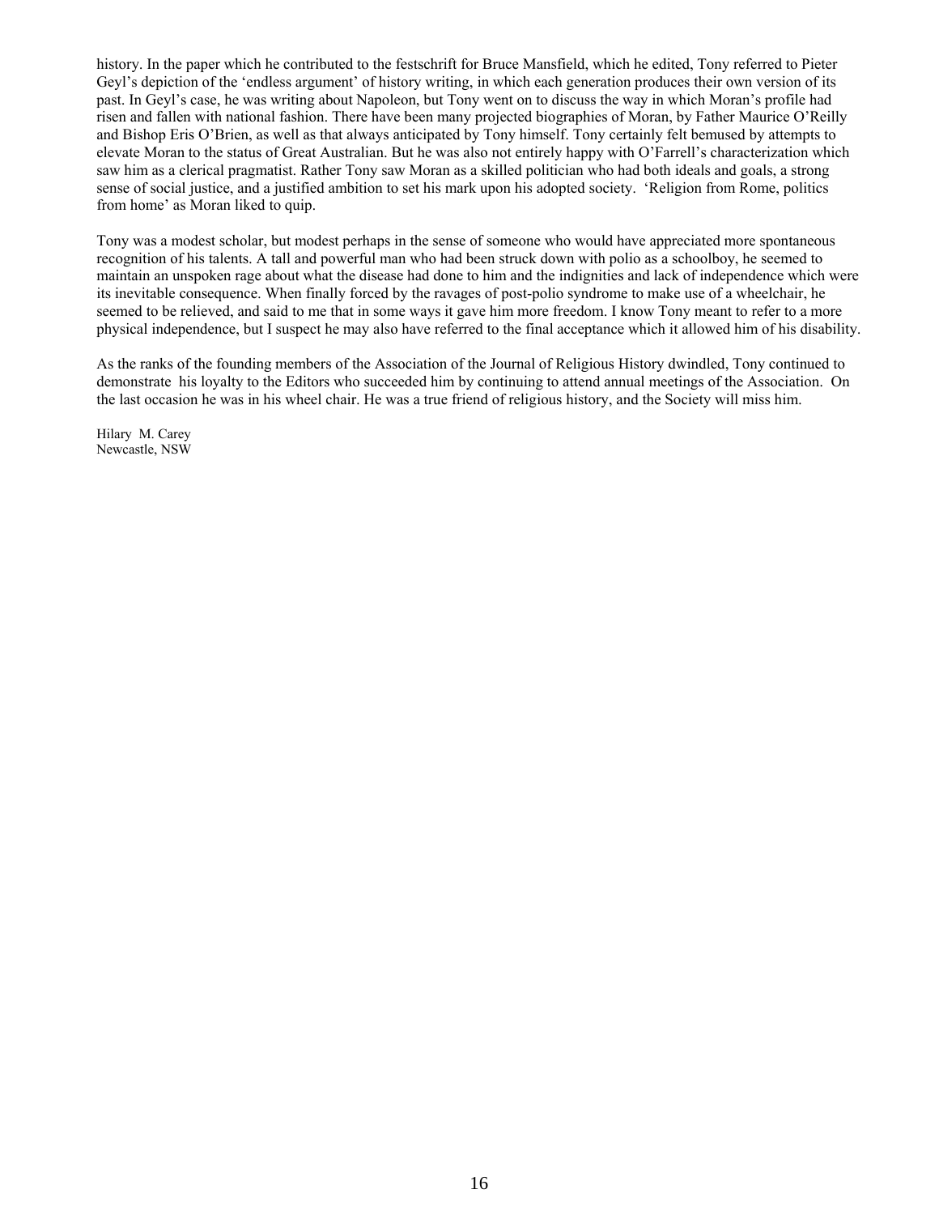history. In the paper which he contributed to the festschrift for Bruce Mansfield, which he edited, Tony referred to Pieter Geyl's depiction of the 'endless argument' of history writing, in which each generation produces their own version of its past. In Geyl's case, he was writing about Napoleon, but Tony went on to discuss the way in which Moran's profile had risen and fallen with national fashion. There have been many projected biographies of Moran, by Father Maurice O'Reilly and Bishop Eris O'Brien, as well as that always anticipated by Tony himself. Tony certainly felt bemused by attempts to elevate Moran to the status of Great Australian. But he was also not entirely happy with O'Farrell's characterization which saw him as a clerical pragmatist. Rather Tony saw Moran as a skilled politician who had both ideals and goals, a strong sense of social justice, and a justified ambition to set his mark upon his adopted society. 'Religion from Rome, politics from home' as Moran liked to quip.

Tony was a modest scholar, but modest perhaps in the sense of someone who would have appreciated more spontaneous recognition of his talents. A tall and powerful man who had been struck down with polio as a schoolboy, he seemed to maintain an unspoken rage about what the disease had done to him and the indignities and lack of independence which were its inevitable consequence. When finally forced by the ravages of post-polio syndrome to make use of a wheelchair, he seemed to be relieved, and said to me that in some ways it gave him more freedom. I know Tony meant to refer to a more physical independence, but I suspect he may also have referred to the final acceptance which it allowed him of his disability.

As the ranks of the founding members of the Association of the Journal of Religious History dwindled, Tony continued to demonstrate his loyalty to the Editors who succeeded him by continuing to attend annual meetings of the Association. On the last occasion he was in his wheel chair. He was a true friend of religious history, and the Society will miss him.

Hilary M. Carey
Newcastle, NSW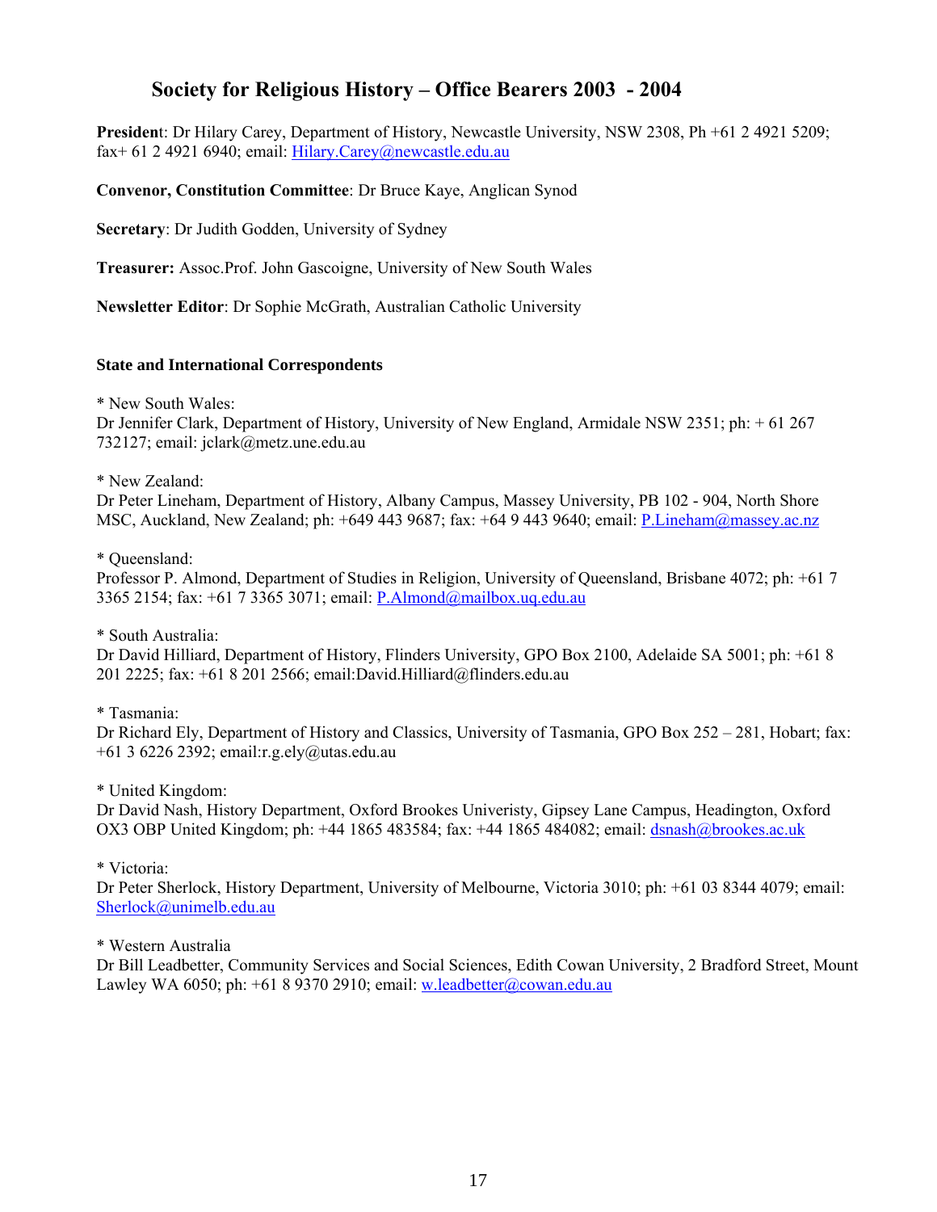# Society for Religious History – Office Bearers 2003 - 2004

**President**: Dr Hilary Carey, Department of History, Newcastle University, NSW 2308, Ph +61 2 4921 5209; fax+ 61 2 4921 6940; email: Hilary.Carey@newcastle.edu.au

**Convenor, Constitution Committee**: Dr Bruce Kaye, Anglican Synod

**Secretary**: Dr Judith Godden, University of Sydney

**Treasurer:** Assoc.Prof. John Gascoigne, University of New South Wales

**Newsletter Editor**: Dr Sophie McGrath, Australian Catholic University

**State and International Correspondents**

* New South Wales:
Dr Jennifer Clark, Department of History, University of New England, Armidale NSW 2351; ph: + 61 267 732127; email: jclark@metz.une.edu.au

* New Zealand:
Dr Peter Lineham, Department of History, Albany Campus, Massey University, PB 102 - 904, North Shore MSC, Auckland, New Zealand; ph: +649 443 9687; fax: +64 9 443 9640; email: P.Lineham@massey.ac.nz

* Queensland:
Professor P. Almond, Department of Studies in Religion, University of Queensland, Brisbane 4072; ph: +61 7 3365 2154; fax: +61 7 3365 3071; email: P.Almond@mailbox.uq.edu.au

* South Australia:
Dr David Hilliard, Department of History, Flinders University, GPO Box 2100, Adelaide SA 5001; ph: +61 8 201 2225; fax: +61 8 201 2566; email:David.Hilliard@flinders.edu.au

* Tasmania:
Dr Richard Ely, Department of History and Classics, University of Tasmania, GPO Box 252 – 281, Hobart; fax: +61 3 6226 2392; email:r.g.ely@utas.edu.au

* United Kingdom:
Dr David Nash, History Department, Oxford Brookes Univeristy, Gipsey Lane Campus, Headington, Oxford OX3 OBP United Kingdom; ph: +44 1865 483584; fax: +44 1865 484082; email: dsnash@brookes.ac.uk

* Victoria:
Dr Peter Sherlock, History Department, University of Melbourne, Victoria 3010; ph: +61 03 8344 4079; email: Sherlock@unimelb.edu.au

* Western Australia
Dr Bill Leadbetter, Community Services and Social Sciences, Edith Cowan University, 2 Bradford Street, Mount Lawley WA 6050; ph: +61 8 9370 2910; email: w.leadbetter@cowan.edu.au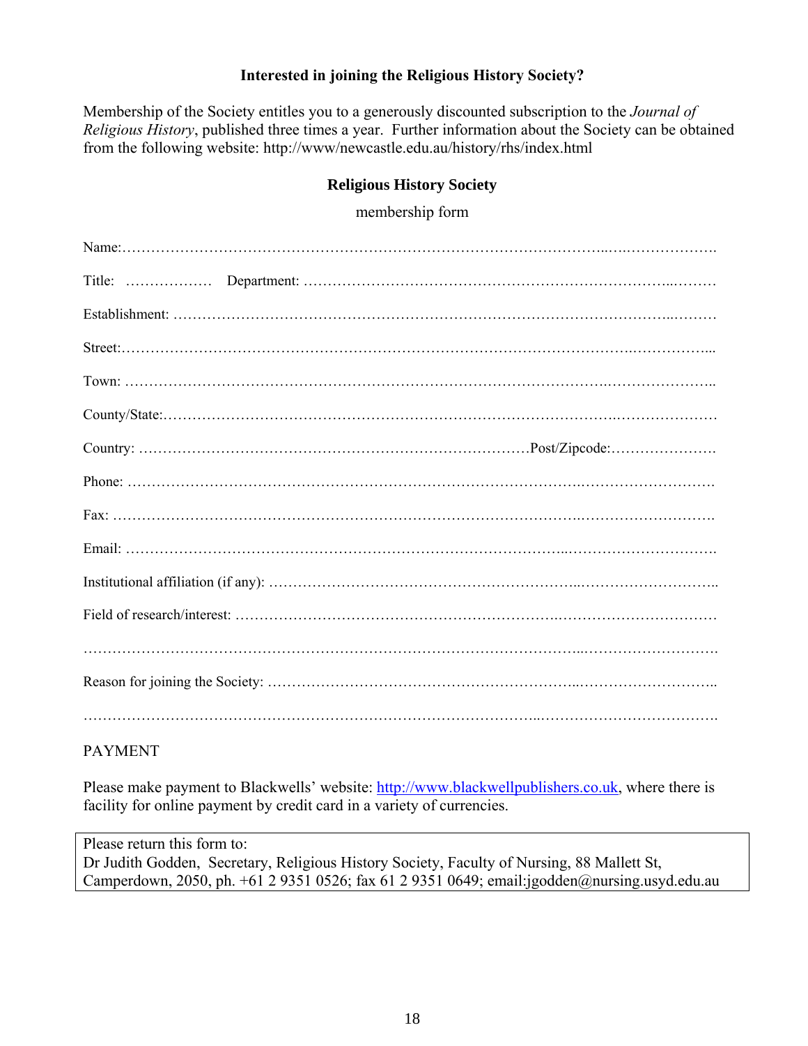**Interested in joining the Religious History Society?**

Membership of the Society entitles you to a generously discounted subscription to the *Journal of Religious History*, published three times a year. Further information about the Society can be obtained from the following website: http://www/newcastle.edu.au/history/rhs/index.html

**Religious History Society**

membership form

Name:……………………………………………………………………………………..….……………….

Title: ……………… Department: ……………………………………………………………...………

Establishment: ……………………………………………………………………………………..………

Street:…………………………………………………………………………………….……………...

Town: ……………………………………………………………………………….………………..

County/State:…………………………………………………………………………….…………………

Country: ………………………………………………………………………Post/Zipcode:………………….

Phone: ……………………………………………………………………………….……………………….

Fax: ………………………………………………………………………………….……………………….

Email: ………………………………………………………………………...………………………….

Institutional affiliation (if any): ……………………………………………………...………………………..

Field of research/interest: …………………………………………………….……………………………

……………………………………………………………………………………...……………………….

Reason for joining the Society: ……………………………………………………...………………………..

…………………………………………………………………………………...……………………………….

PAYMENT

Please make payment to Blackwells' website: http://www.blackwellpublishers.co.uk, where there is facility for online payment by credit card in a variety of currencies.

Please return this form to:
Dr Judith Godden, Secretary, Religious History Society, Faculty of Nursing, 88 Mallett St, Camperdown, 2050, ph. +61 2 9351 0526; fax 61 2 9351 0649; email:jgodden@nursing.usyd.edu.au